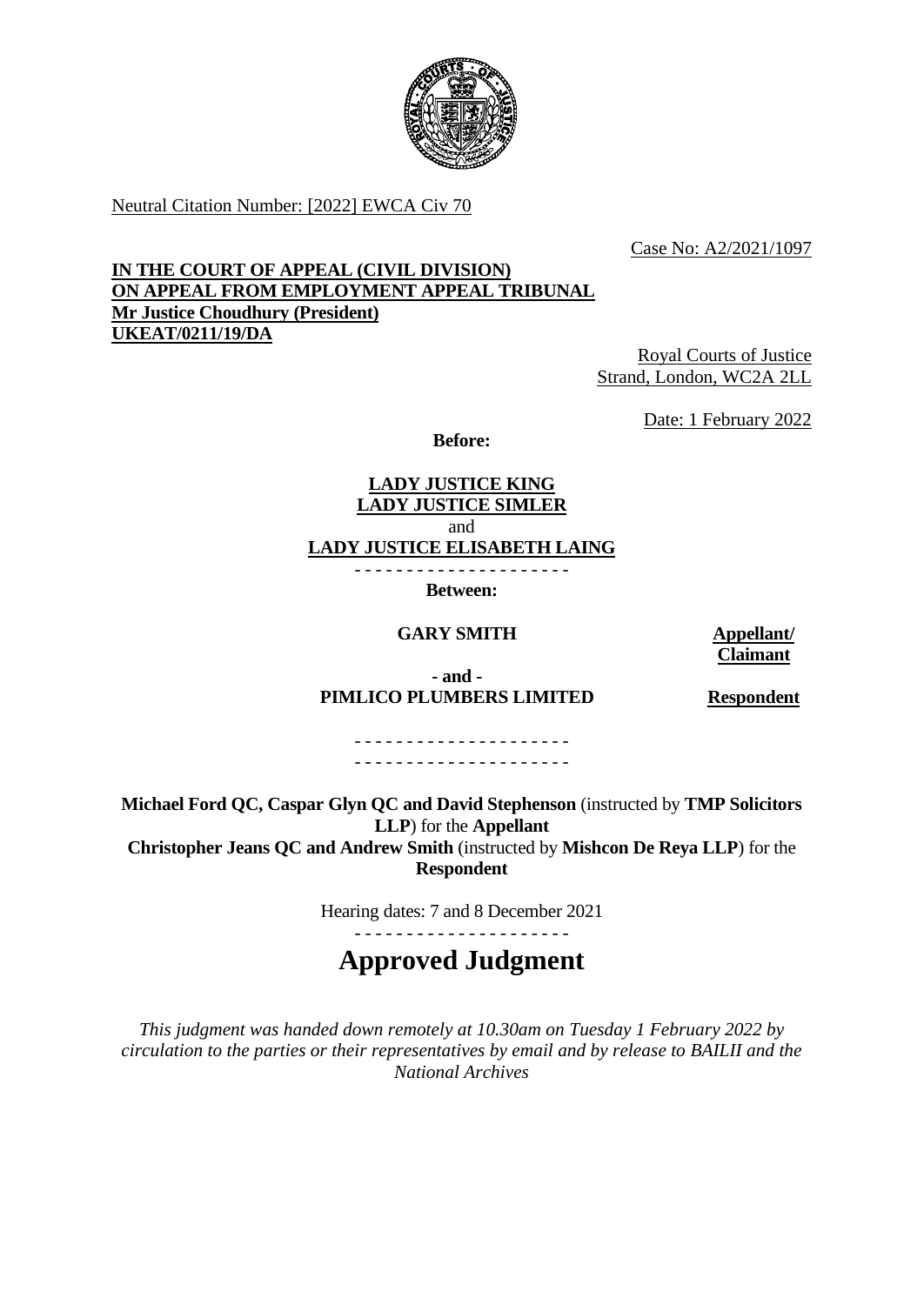Neutral Citation Number: [2022] EWCA Civ 70

Case No: A2/2021/1097

**IN THE COURT OF APPEAL (CIVIL DIVISION)**
**ON APPEAL FROM EMPLOYMENT APPEAL TRIBUNAL**
**Mr Justice Choudhury (President)**
**UKEAT/0211/19/DA**

Royal Courts of Justice
Strand, London, WC2A 2LL

Date: 1 February 2022

**Before:**

**LADY JUSTICE KING**
**LADY JUSTICE SIMLER**
and
**LADY JUSTICE ELISABETH LAING**

- - - - - - - - - - - - - - - - - - - - -

**Between:**

| | |
|---|---|
| **GARY SMITH** | **Appellant/ Claimant** |
| **- and -** | |
| **PIMLICO PLUMBERS LIMITED** | **Respondent** |

- - - - - - - - - - - - - - - - - - - - -
- - - - - - - - - - - - - - - - - - - - -

**Michael Ford QC, Caspar Glyn QC and David Stephenson** (instructed by **TMP Solicitors LLP**) for the **Appellant**
**Christopher Jeans QC and Andrew Smith** (instructed by **Mishcon De Reya LLP**) for the **Respondent**

Hearing dates: 7 and 8 December 2021

- - - - - - - - - - - - - - - - - - - - -

# Approved Judgment

*This judgment was handed down remotely at 10.30am on Tuesday 1 February 2022 by circulation to the parties or their representatives by email and by release to BAILII and the National Archives*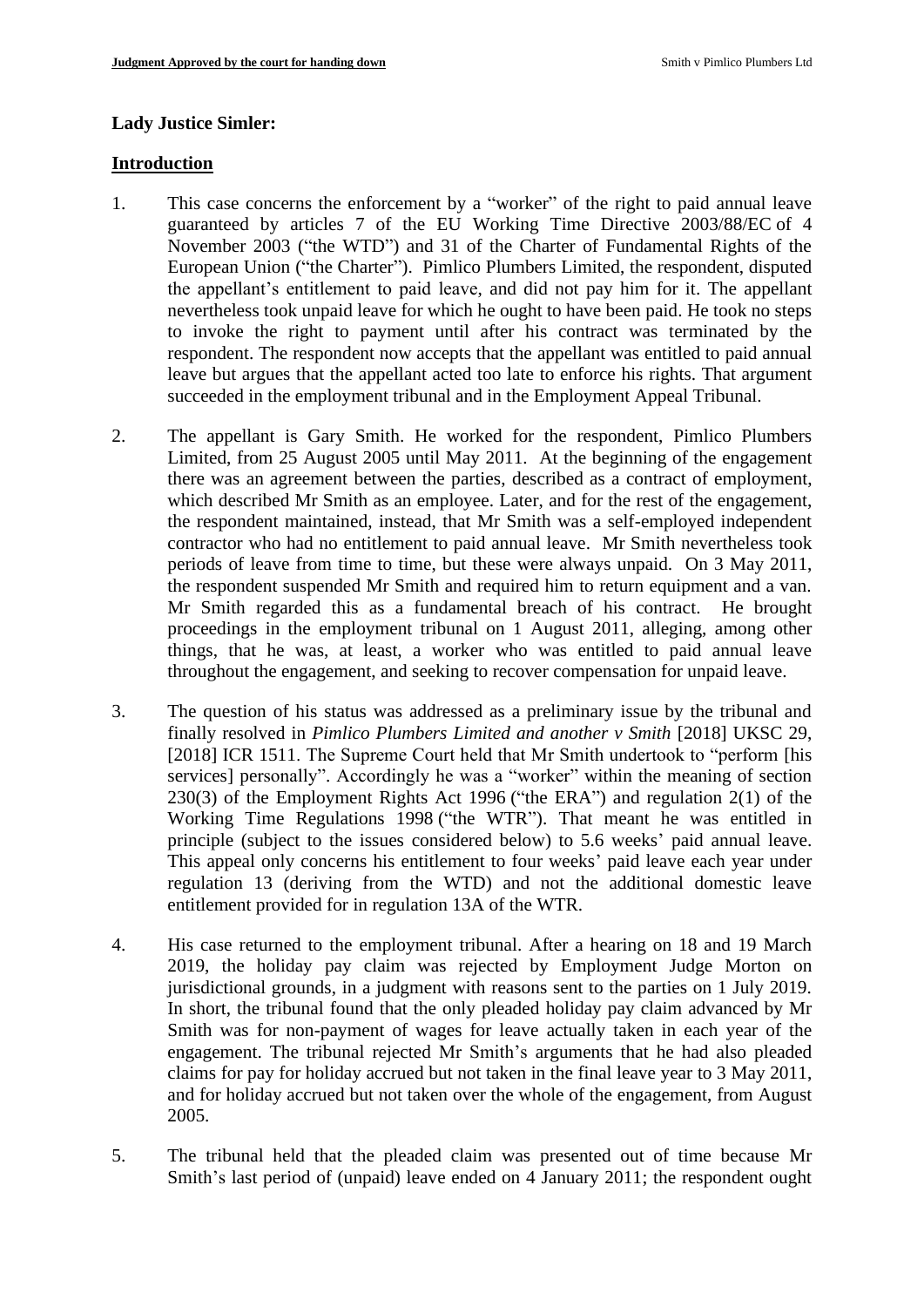**Lady Justice Simler:**

**Introduction**

1. This case concerns the enforcement by a "worker" of the right to paid annual leave guaranteed by articles 7 of the EU Working Time Directive 2003/88/EC of 4 November 2003 ("the WTD") and 31 of the Charter of Fundamental Rights of the European Union ("the Charter"). Pimlico Plumbers Limited, the respondent, disputed the appellant's entitlement to paid leave, and did not pay him for it. The appellant nevertheless took unpaid leave for which he ought to have been paid. He took no steps to invoke the right to payment until after his contract was terminated by the respondent. The respondent now accepts that the appellant was entitled to paid annual leave but argues that the appellant acted too late to enforce his rights. That argument succeeded in the employment tribunal and in the Employment Appeal Tribunal.

2. The appellant is Gary Smith. He worked for the respondent, Pimlico Plumbers Limited, from 25 August 2005 until May 2011. At the beginning of the engagement there was an agreement between the parties, described as a contract of employment, which described Mr Smith as an employee. Later, and for the rest of the engagement, the respondent maintained, instead, that Mr Smith was a self-employed independent contractor who had no entitlement to paid annual leave. Mr Smith nevertheless took periods of leave from time to time, but these were always unpaid. On 3 May 2011, the respondent suspended Mr Smith and required him to return equipment and a van. Mr Smith regarded this as a fundamental breach of his contract. He brought proceedings in the employment tribunal on 1 August 2011, alleging, among other things, that he was, at least, a worker who was entitled to paid annual leave throughout the engagement, and seeking to recover compensation for unpaid leave.

3. The question of his status was addressed as a preliminary issue by the tribunal and finally resolved in *Pimlico Plumbers Limited and another v Smith* [2018] UKSC 29, [2018] ICR 1511. The Supreme Court held that Mr Smith undertook to "perform [his services] personally". Accordingly he was a "worker" within the meaning of section 230(3) of the Employment Rights Act 1996 ("the ERA") and regulation 2(1) of the Working Time Regulations 1998 ("the WTR"). That meant he was entitled in principle (subject to the issues considered below) to 5.6 weeks' paid annual leave. This appeal only concerns his entitlement to four weeks' paid leave each year under regulation 13 (deriving from the WTD) and not the additional domestic leave entitlement provided for in regulation 13A of the WTR.

4. His case returned to the employment tribunal. After a hearing on 18 and 19 March 2019, the holiday pay claim was rejected by Employment Judge Morton on jurisdictional grounds, in a judgment with reasons sent to the parties on 1 July 2019. In short, the tribunal found that the only pleaded holiday pay claim advanced by Mr Smith was for non-payment of wages for leave actually taken in each year of the engagement. The tribunal rejected Mr Smith's arguments that he had also pleaded claims for pay for holiday accrued but not taken in the final leave year to 3 May 2011, and for holiday accrued but not taken over the whole of the engagement, from August 2005.

5. The tribunal held that the pleaded claim was presented out of time because Mr Smith's last period of (unpaid) leave ended on 4 January 2011; the respondent ought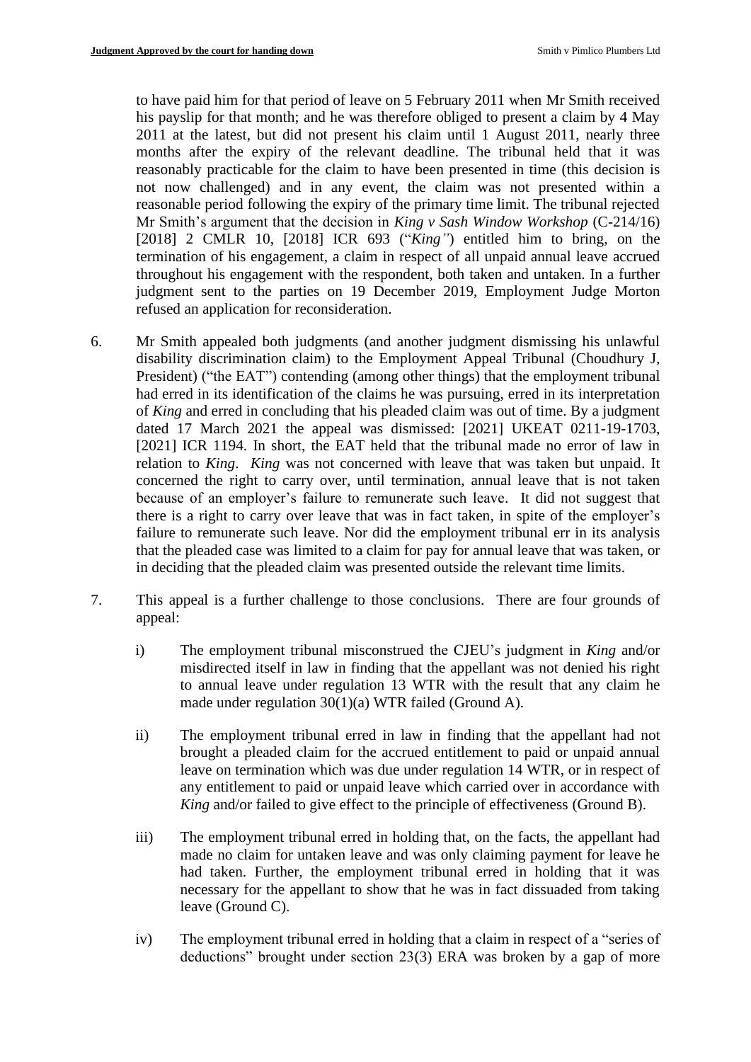to have paid him for that period of leave on 5 February 2011 when Mr Smith received his payslip for that month; and he was therefore obliged to present a claim by 4 May 2011 at the latest, but did not present his claim until 1 August 2011, nearly three months after the expiry of the relevant deadline. The tribunal held that it was reasonably practicable for the claim to have been presented in time (this decision is not now challenged) and in any event, the claim was not presented within a reasonable period following the expiry of the primary time limit. The tribunal rejected Mr Smith's argument that the decision in *King v Sash Window Workshop* (C-214/16) [2018] 2 CMLR 10, [2018] ICR 693 ("*King*") entitled him to bring, on the termination of his engagement, a claim in respect of all unpaid annual leave accrued throughout his engagement with the respondent, both taken and untaken. In a further judgment sent to the parties on 19 December 2019, Employment Judge Morton refused an application for reconsideration.

6. Mr Smith appealed both judgments (and another judgment dismissing his unlawful disability discrimination claim) to the Employment Appeal Tribunal (Choudhury J, President) ("the EAT") contending (among other things) that the employment tribunal had erred in its identification of the claims he was pursuing, erred in its interpretation of *King* and erred in concluding that his pleaded claim was out of time. By a judgment dated 17 March 2021 the appeal was dismissed: [2021] UKEAT 0211-19-1703, [2021] ICR 1194. In short, the EAT held that the tribunal made no error of law in relation to *King*. *King* was not concerned with leave that was taken but unpaid. It concerned the right to carry over, until termination, annual leave that is not taken because of an employer's failure to remunerate such leave. It did not suggest that there is a right to carry over leave that was in fact taken, in spite of the employer's failure to remunerate such leave. Nor did the employment tribunal err in its analysis that the pleaded case was limited to a claim for pay for annual leave that was taken, or in deciding that the pleaded claim was presented outside the relevant time limits.

7. This appeal is a further challenge to those conclusions. There are four grounds of appeal:

   i) The employment tribunal misconstrued the CJEU's judgment in *King* and/or misdirected itself in law in finding that the appellant was not denied his right to annual leave under regulation 13 WTR with the result that any claim he made under regulation 30(1)(a) WTR failed (Ground A).

   ii) The employment tribunal erred in law in finding that the appellant had not brought a pleaded claim for the accrued entitlement to paid or unpaid annual leave on termination which was due under regulation 14 WTR, or in respect of any entitlement to paid or unpaid leave which carried over in accordance with *King* and/or failed to give effect to the principle of effectiveness (Ground B).

   iii) The employment tribunal erred in holding that, on the facts, the appellant had made no claim for untaken leave and was only claiming payment for leave he had taken. Further, the employment tribunal erred in holding that it was necessary for the appellant to show that he was in fact dissuaded from taking leave (Ground C).

   iv) The employment tribunal erred in holding that a claim in respect of a "series of deductions" brought under section 23(3) ERA was broken by a gap of more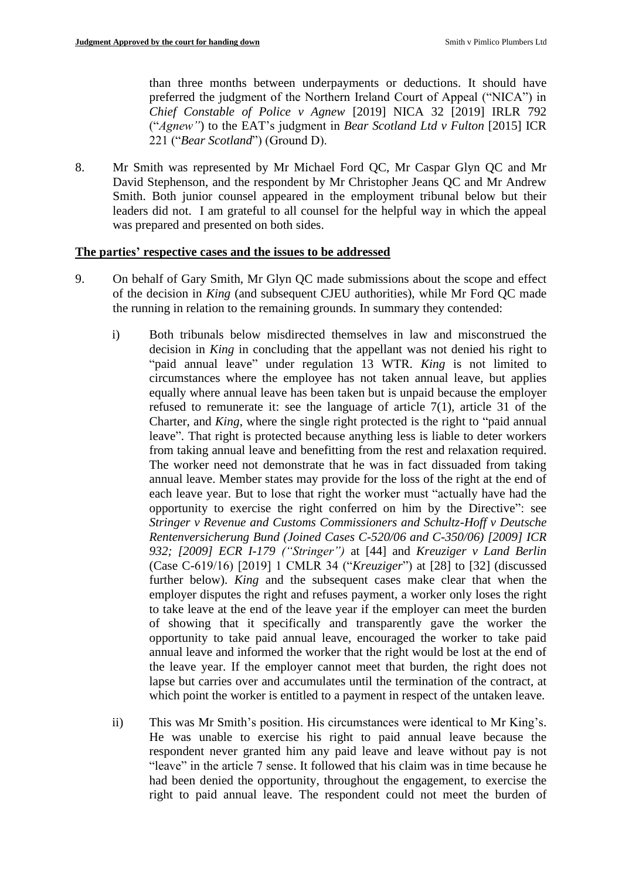than three months between underpayments or deductions. It should have preferred the judgment of the Northern Ireland Court of Appeal ("NICA") in *Chief Constable of Police v Agnew* [2019] NICA 32 [2019] IRLR 792 ("*Agnew"*) to the EAT's judgment in *Bear Scotland Ltd v Fulton* [2015] ICR 221 ("*Bear Scotland*") (Ground D).

8. Mr Smith was represented by Mr Michael Ford QC, Mr Caspar Glyn QC and Mr David Stephenson, and the respondent by Mr Christopher Jeans QC and Mr Andrew Smith. Both junior counsel appeared in the employment tribunal below but their leaders did not. I am grateful to all counsel for the helpful way in which the appeal was prepared and presented on both sides.

**The parties' respective cases and the issues to be addressed**

9. On behalf of Gary Smith, Mr Glyn QC made submissions about the scope and effect of the decision in *King* (and subsequent CJEU authorities), while Mr Ford QC made the running in relation to the remaining grounds. In summary they contended:

   i) Both tribunals below misdirected themselves in law and misconstrued the decision in *King* in concluding that the appellant was not denied his right to "paid annual leave" under regulation 13 WTR. *King* is not limited to circumstances where the employee has not taken annual leave, but applies equally where annual leave has been taken but is unpaid because the employer refused to remunerate it: see the language of article 7(1), article 31 of the Charter, and *King*, where the single right protected is the right to "paid annual leave". That right is protected because anything less is liable to deter workers from taking annual leave and benefitting from the rest and relaxation required. The worker need not demonstrate that he was in fact dissuaded from taking annual leave. Member states may provide for the loss of the right at the end of each leave year. But to lose that right the worker must "actually have had the opportunity to exercise the right conferred on him by the Directive": see *Stringer v Revenue and Customs Commissioners and Schultz-Hoff v Deutsche Rentenversicherung Bund (Joined Cases C-520/06 and C-350/06) [2009] ICR 932; [2009] ECR I-179 ("Stringer")* at [44] and *Kreuziger v Land Berlin* (Case C-619/16) [2019] 1 CMLR 34 ("*Kreuziger*") at [28] to [32] (discussed further below). *King* and the subsequent cases make clear that when the employer disputes the right and refuses payment, a worker only loses the right to take leave at the end of the leave year if the employer can meet the burden of showing that it specifically and transparently gave the worker the opportunity to take paid annual leave, encouraged the worker to take paid annual leave and informed the worker that the right would be lost at the end of the leave year. If the employer cannot meet that burden, the right does not lapse but carries over and accumulates until the termination of the contract, at which point the worker is entitled to a payment in respect of the untaken leave.

   ii) This was Mr Smith's position. His circumstances were identical to Mr King's. He was unable to exercise his right to paid annual leave because the respondent never granted him any paid leave and leave without pay is not "leave" in the article 7 sense. It followed that his claim was in time because he had been denied the opportunity, throughout the engagement, to exercise the right to paid annual leave. The respondent could not meet the burden of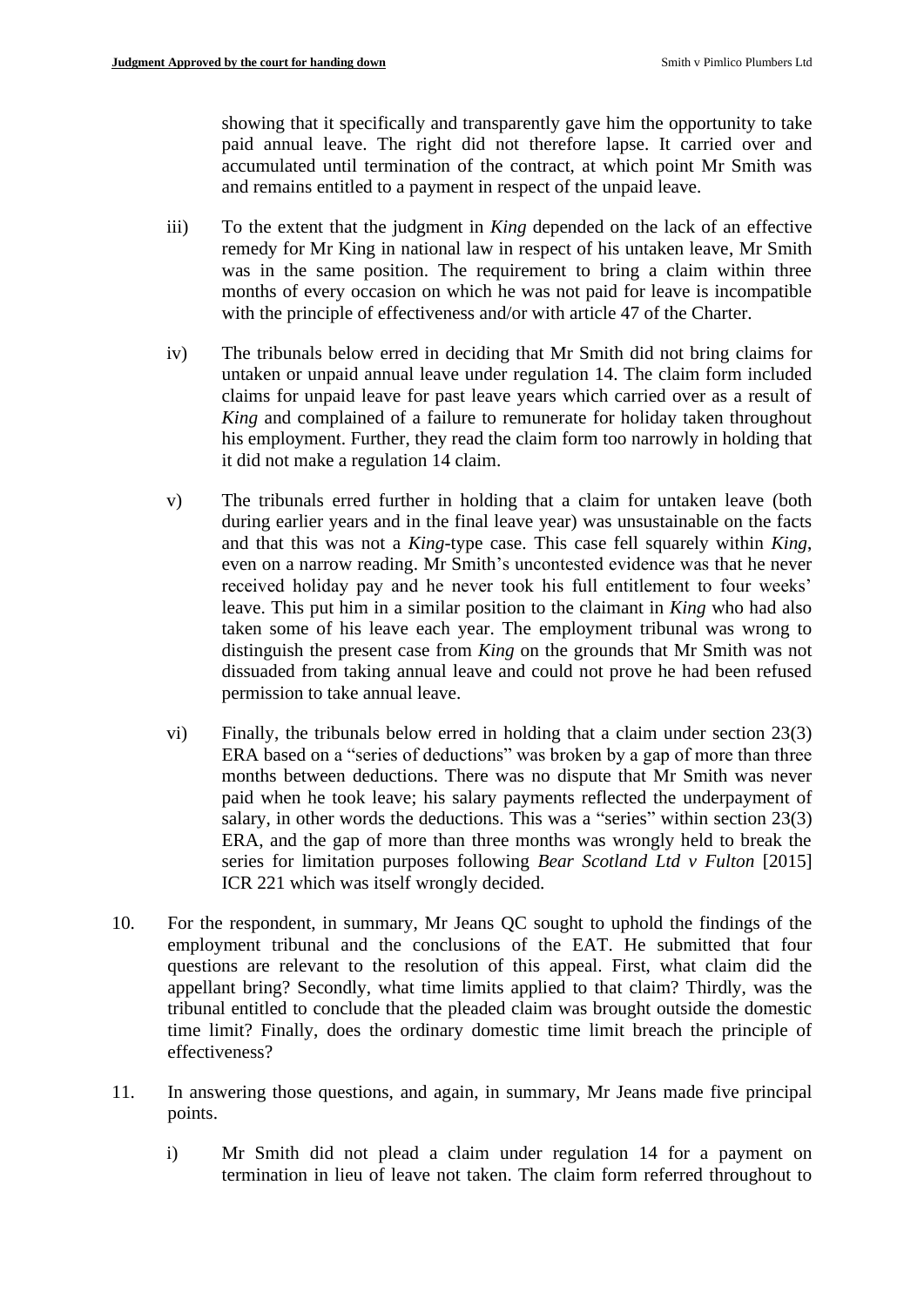showing that it specifically and transparently gave him the opportunity to take paid annual leave. The right did not therefore lapse. It carried over and accumulated until termination of the contract, at which point Mr Smith was and remains entitled to a payment in respect of the unpaid leave.

iii) To the extent that the judgment in *King* depended on the lack of an effective remedy for Mr King in national law in respect of his untaken leave, Mr Smith was in the same position. The requirement to bring a claim within three months of every occasion on which he was not paid for leave is incompatible with the principle of effectiveness and/or with article 47 of the Charter.

iv) The tribunals below erred in deciding that Mr Smith did not bring claims for untaken or unpaid annual leave under regulation 14. The claim form included claims for unpaid leave for past leave years which carried over as a result of *King* and complained of a failure to remunerate for holiday taken throughout his employment. Further, they read the claim form too narrowly in holding that it did not make a regulation 14 claim.

v) The tribunals erred further in holding that a claim for untaken leave (both during earlier years and in the final leave year) was unsustainable on the facts and that this was not a *King*-type case. This case fell squarely within *King*, even on a narrow reading. Mr Smith's uncontested evidence was that he never received holiday pay and he never took his full entitlement to four weeks' leave. This put him in a similar position to the claimant in *King* who had also taken some of his leave each year. The employment tribunal was wrong to distinguish the present case from *King* on the grounds that Mr Smith was not dissuaded from taking annual leave and could not prove he had been refused permission to take annual leave.

vi) Finally, the tribunals below erred in holding that a claim under section 23(3) ERA based on a "series of deductions" was broken by a gap of more than three months between deductions. There was no dispute that Mr Smith was never paid when he took leave; his salary payments reflected the underpayment of salary, in other words the deductions. This was a "series" within section 23(3) ERA, and the gap of more than three months was wrongly held to break the series for limitation purposes following *Bear Scotland Ltd v Fulton* [2015] ICR 221 which was itself wrongly decided.

10. For the respondent, in summary, Mr Jeans QC sought to uphold the findings of the employment tribunal and the conclusions of the EAT. He submitted that four questions are relevant to the resolution of this appeal. First, what claim did the appellant bring? Secondly, what time limits applied to that claim? Thirdly, was the tribunal entitled to conclude that the pleaded claim was brought outside the domestic time limit? Finally, does the ordinary domestic time limit breach the principle of effectiveness?

11. In answering those questions, and again, in summary, Mr Jeans made five principal points.

i) Mr Smith did not plead a claim under regulation 14 for a payment on termination in lieu of leave not taken. The claim form referred throughout to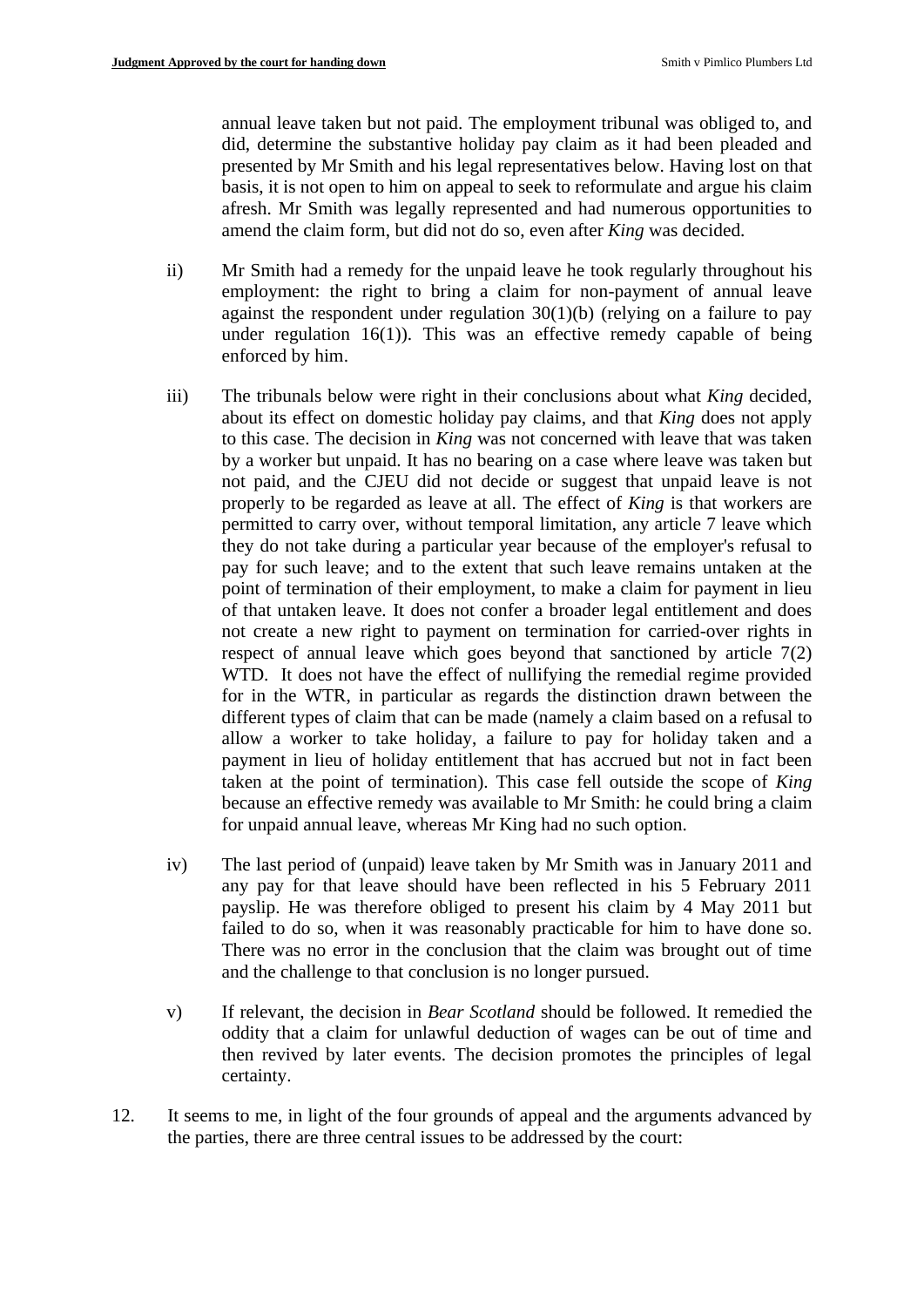annual leave taken but not paid. The employment tribunal was obliged to, and did, determine the substantive holiday pay claim as it had been pleaded and presented by Mr Smith and his legal representatives below. Having lost on that basis, it is not open to him on appeal to seek to reformulate and argue his claim afresh. Mr Smith was legally represented and had numerous opportunities to amend the claim form, but did not do so, even after *King* was decided.

ii) Mr Smith had a remedy for the unpaid leave he took regularly throughout his employment: the right to bring a claim for non-payment of annual leave against the respondent under regulation 30(1)(b) (relying on a failure to pay under regulation 16(1)). This was an effective remedy capable of being enforced by him.

iii) The tribunals below were right in their conclusions about what *King* decided, about its effect on domestic holiday pay claims, and that *King* does not apply to this case. The decision in *King* was not concerned with leave that was taken by a worker but unpaid. It has no bearing on a case where leave was taken but not paid, and the CJEU did not decide or suggest that unpaid leave is not properly to be regarded as leave at all. The effect of *King* is that workers are permitted to carry over, without temporal limitation, any article 7 leave which they do not take during a particular year because of the employer's refusal to pay for such leave; and to the extent that such leave remains untaken at the point of termination of their employment, to make a claim for payment in lieu of that untaken leave. It does not confer a broader legal entitlement and does not create a new right to payment on termination for carried-over rights in respect of annual leave which goes beyond that sanctioned by article 7(2) WTD. It does not have the effect of nullifying the remedial regime provided for in the WTR, in particular as regards the distinction drawn between the different types of claim that can be made (namely a claim based on a refusal to allow a worker to take holiday, a failure to pay for holiday taken and a payment in lieu of holiday entitlement that has accrued but not in fact been taken at the point of termination). This case fell outside the scope of *King* because an effective remedy was available to Mr Smith: he could bring a claim for unpaid annual leave, whereas Mr King had no such option.

iv) The last period of (unpaid) leave taken by Mr Smith was in January 2011 and any pay for that leave should have been reflected in his 5 February 2011 payslip. He was therefore obliged to present his claim by 4 May 2011 but failed to do so, when it was reasonably practicable for him to have done so. There was no error in the conclusion that the claim was brought out of time and the challenge to that conclusion is no longer pursued.

v) If relevant, the decision in *Bear Scotland* should be followed. It remedied the oddity that a claim for unlawful deduction of wages can be out of time and then revived by later events. The decision promotes the principles of legal certainty.

12. It seems to me, in light of the four grounds of appeal and the arguments advanced by the parties, there are three central issues to be addressed by the court: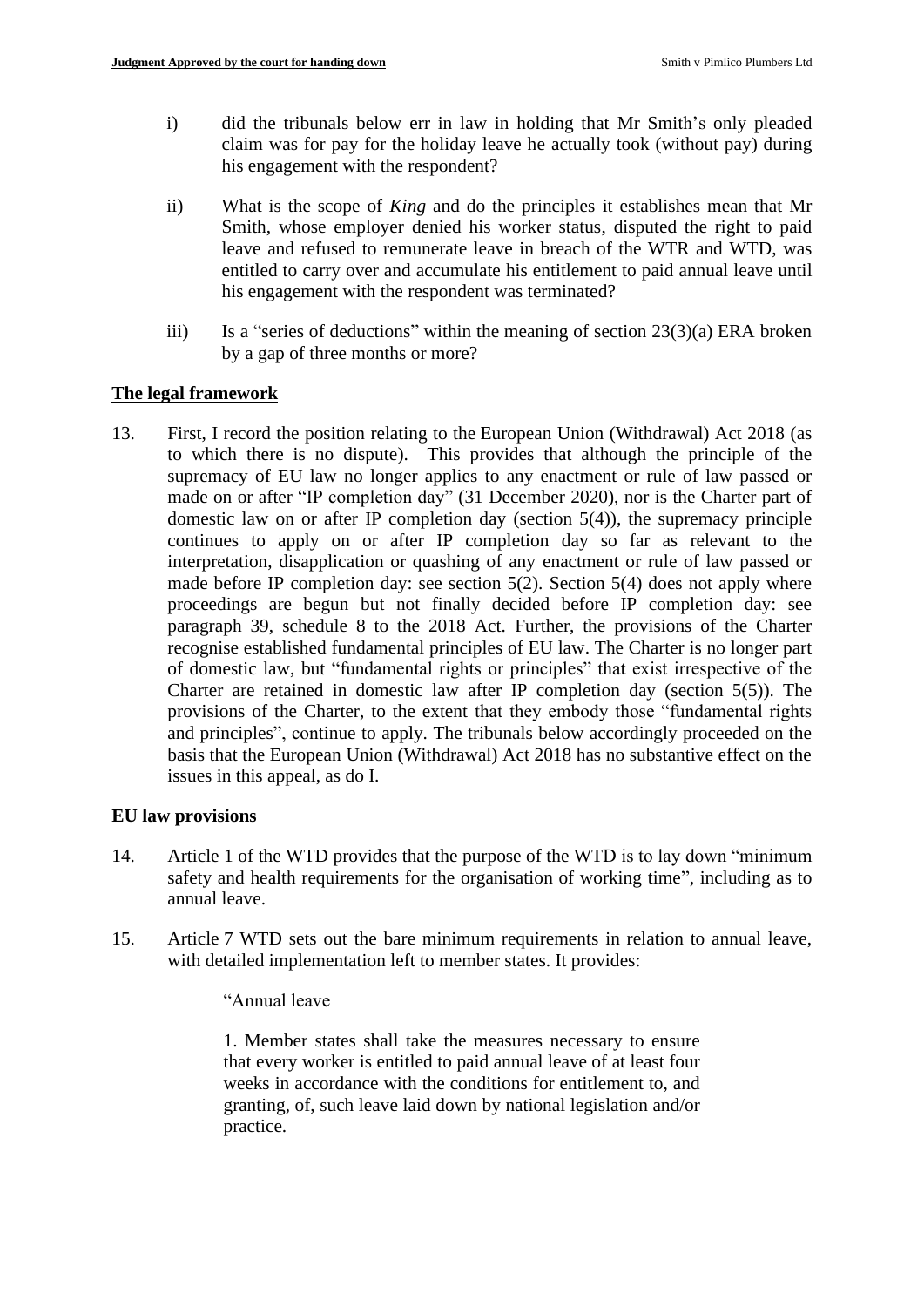i) did the tribunals below err in law in holding that Mr Smith's only pleaded claim was for pay for the holiday leave he actually took (without pay) during his engagement with the respondent?

ii) What is the scope of *King* and do the principles it establishes mean that Mr Smith, whose employer denied his worker status, disputed the right to paid leave and refused to remunerate leave in breach of the WTR and WTD, was entitled to carry over and accumulate his entitlement to paid annual leave until his engagement with the respondent was terminated?

iii) Is a "series of deductions" within the meaning of section 23(3)(a) ERA broken by a gap of three months or more?

## The legal framework

13. First, I record the position relating to the European Union (Withdrawal) Act 2018 (as to which there is no dispute). This provides that although the principle of the supremacy of EU law no longer applies to any enactment or rule of law passed or made on or after "IP completion day" (31 December 2020), nor is the Charter part of domestic law on or after IP completion day (section 5(4)), the supremacy principle continues to apply on or after IP completion day so far as relevant to the interpretation, disapplication or quashing of any enactment or rule of law passed or made before IP completion day: see section 5(2). Section 5(4) does not apply where proceedings are begun but not finally decided before IP completion day: see paragraph 39, schedule 8 to the 2018 Act. Further, the provisions of the Charter recognise established fundamental principles of EU law. The Charter is no longer part of domestic law, but "fundamental rights or principles" that exist irrespective of the Charter are retained in domestic law after IP completion day (section 5(5)). The provisions of the Charter, to the extent that they embody those "fundamental rights and principles", continue to apply. The tribunals below accordingly proceeded on the basis that the European Union (Withdrawal) Act 2018 has no substantive effect on the issues in this appeal, as do I.

### EU law provisions

14. Article 1 of the WTD provides that the purpose of the WTD is to lay down "minimum safety and health requirements for the organisation of working time", including as to annual leave.

15. Article 7 WTD sets out the bare minimum requirements in relation to annual leave, with detailed implementation left to member states. It provides:

> "Annual leave
>
> 1. Member states shall take the measures necessary to ensure that every worker is entitled to paid annual leave of at least four weeks in accordance with the conditions for entitlement to, and granting, of, such leave laid down by national legislation and/or practice.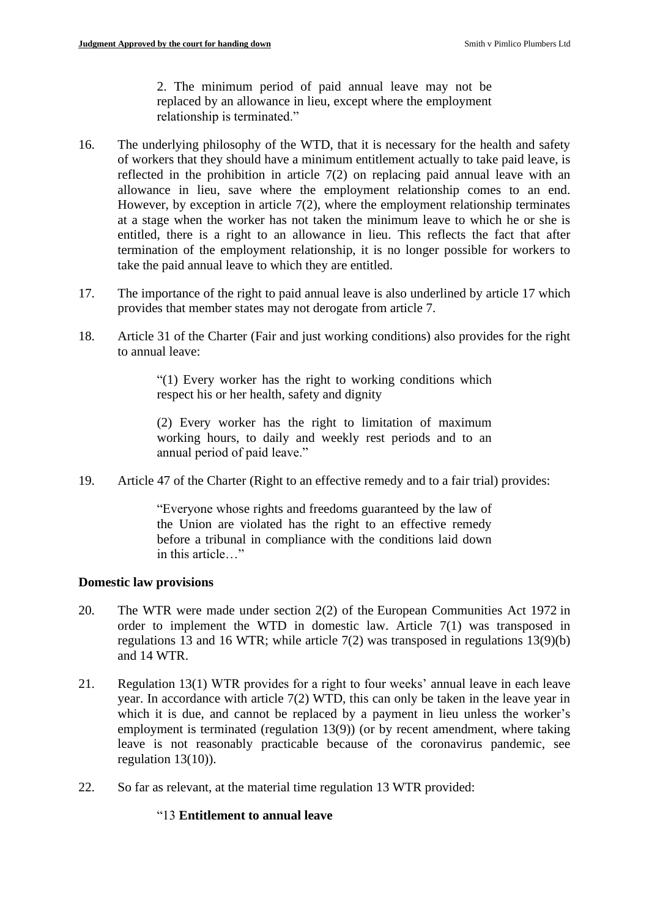> 2. The minimum period of paid annual leave may not be replaced by an allowance in lieu, except where the employment relationship is terminated."

16. The underlying philosophy of the WTD, that it is necessary for the health and safety of workers that they should have a minimum entitlement actually to take paid leave, is reflected in the prohibition in article 7(2) on replacing paid annual leave with an allowance in lieu, save where the employment relationship comes to an end. However, by exception in article 7(2), where the employment relationship terminates at a stage when the worker has not taken the minimum leave to which he or she is entitled, there is a right to an allowance in lieu. This reflects the fact that after termination of the employment relationship, it is no longer possible for workers to take the paid annual leave to which they are entitled.

17. The importance of the right to paid annual leave is also underlined by article 17 which provides that member states may not derogate from article 7.

18. Article 31 of the Charter (Fair and just working conditions) also provides for the right to annual leave:

> "(1) Every worker has the right to working conditions which respect his or her health, safety and dignity
>
> (2) Every worker has the right to limitation of maximum working hours, to daily and weekly rest periods and to an annual period of paid leave."

19. Article 47 of the Charter (Right to an effective remedy and to a fair trial) provides:

> "Everyone whose rights and freedoms guaranteed by the law of the Union are violated has the right to an effective remedy before a tribunal in compliance with the conditions laid down in this article…"

**Domestic law provisions**

20. The WTR were made under section 2(2) of the European Communities Act 1972 in order to implement the WTD in domestic law. Article 7(1) was transposed in regulations 13 and 16 WTR; while article 7(2) was transposed in regulations 13(9)(b) and 14 WTR.

21. Regulation 13(1) WTR provides for a right to four weeks' annual leave in each leave year. In accordance with article 7(2) WTD, this can only be taken in the leave year in which it is due, and cannot be replaced by a payment in lieu unless the worker's employment is terminated (regulation 13(9)) (or by recent amendment, where taking leave is not reasonably practicable because of the coronavirus pandemic, see regulation 13(10)).

22. So far as relevant, at the material time regulation 13 WTR provided:

> "13 **Entitlement to annual leave**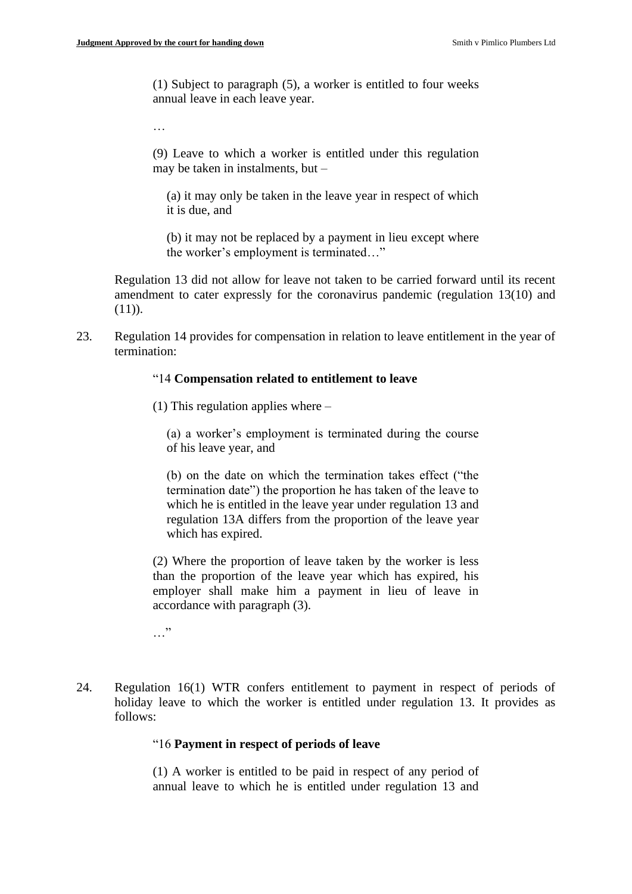> (1) Subject to paragraph (5), a worker is entitled to four weeks annual leave in each leave year.
>
> …
>
> (9) Leave to which a worker is entitled under this regulation may be taken in instalments, but –
>
> > (a) it may only be taken in the leave year in respect of which it is due, and
> >
> > (b) it may not be replaced by a payment in lieu except where the worker's employment is terminated…"

Regulation 13 did not allow for leave not taken to be carried forward until its recent amendment to cater expressly for the coronavirus pandemic (regulation 13(10) and (11)).

23. Regulation 14 provides for compensation in relation to leave entitlement in the year of termination:

> "14 **Compensation related to entitlement to leave**
>
> (1) This regulation applies where –
>
> > (a) a worker's employment is terminated during the course of his leave year, and
> >
> > (b) on the date on which the termination takes effect ("the termination date") the proportion he has taken of the leave to which he is entitled in the leave year under regulation 13 and regulation 13A differs from the proportion of the leave year which has expired.
>
> (2) Where the proportion of leave taken by the worker is less than the proportion of the leave year which has expired, his employer shall make him a payment in lieu of leave in accordance with paragraph (3).
>
> …"

24. Regulation 16(1) WTR confers entitlement to payment in respect of periods of holiday leave to which the worker is entitled under regulation 13. It provides as follows:

> "16 **Payment in respect of periods of leave**
>
> (1) A worker is entitled to be paid in respect of any period of annual leave to which he is entitled under regulation 13 and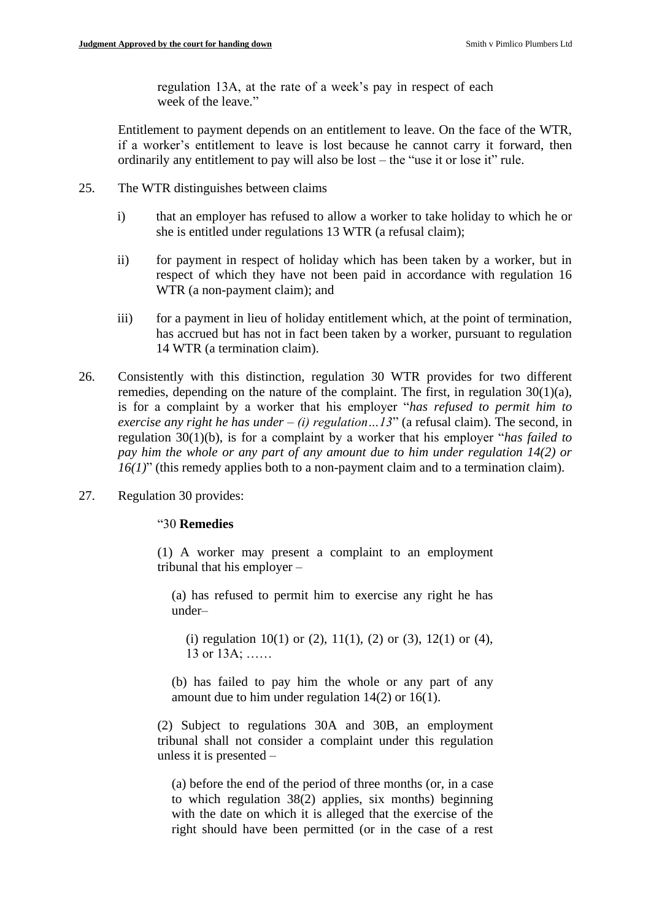> regulation 13A, at the rate of a week's pay in respect of each week of the leave."

Entitlement to payment depends on an entitlement to leave. On the face of the WTR, if a worker's entitlement to leave is lost because he cannot carry it forward, then ordinarily any entitlement to pay will also be lost – the "use it or lose it" rule.

25. The WTR distinguishes between claims

    i) that an employer has refused to allow a worker to take holiday to which he or she is entitled under regulations 13 WTR (a refusal claim);

    ii) for payment in respect of holiday which has been taken by a worker, but in respect of which they have not been paid in accordance with regulation 16 WTR (a non-payment claim); and

    iii) for a payment in lieu of holiday entitlement which, at the point of termination, has accrued but has not in fact been taken by a worker, pursuant to regulation 14 WTR (a termination claim).

26. Consistently with this distinction, regulation 30 WTR provides for two different remedies, depending on the nature of the complaint. The first, in regulation 30(1)(a), is for a complaint by a worker that his employer "*has refused to permit him to exercise any right he has under – (i) regulation…13*" (a refusal claim). The second, in regulation 30(1)(b), is for a complaint by a worker that his employer "*has failed to pay him the whole or any part of any amount due to him under regulation 14(2) or 16(1)*" (this remedy applies both to a non-payment claim and to a termination claim).

27. Regulation 30 provides:

> "30 **Remedies**
>
> (1) A worker may present a complaint to an employment tribunal that his employer –
>
> (a) has refused to permit him to exercise any right he has under–
>
> (i) regulation 10(1) or (2), 11(1), (2) or (3), 12(1) or (4), 13 or 13A; ……
>
> (b) has failed to pay him the whole or any part of any amount due to him under regulation 14(2) or 16(1).
>
> (2) Subject to regulations 30A and 30B, an employment tribunal shall not consider a complaint under this regulation unless it is presented –
>
> (a) before the end of the period of three months (or, in a case to which regulation 38(2) applies, six months) beginning with the date on which it is alleged that the exercise of the right should have been permitted (or in the case of a rest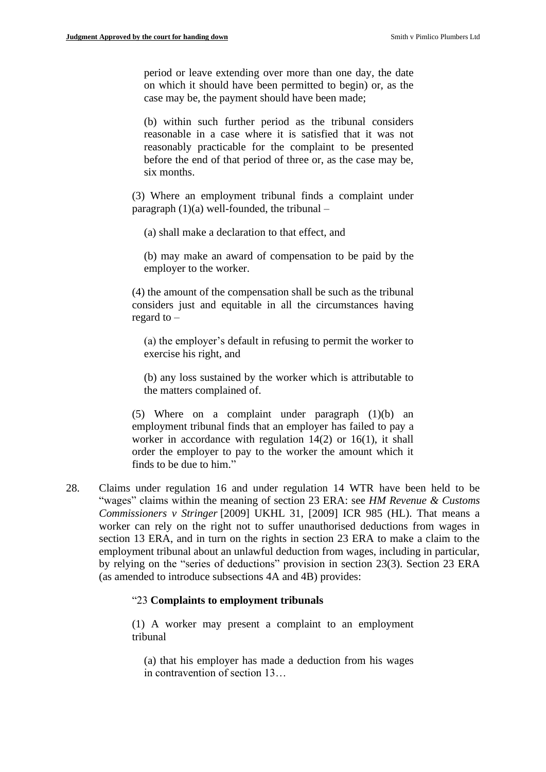period or leave extending over more than one day, the date on which it should have been permitted to begin) or, as the case may be, the payment should have been made;

(b) within such further period as the tribunal considers reasonable in a case where it is satisfied that it was not reasonably practicable for the complaint to be presented before the end of that period of three or, as the case may be, six months.

(3) Where an employment tribunal finds a complaint under paragraph (1)(a) well-founded, the tribunal –

(a) shall make a declaration to that effect, and

(b) may make an award of compensation to be paid by the employer to the worker.

(4) the amount of the compensation shall be such as the tribunal considers just and equitable in all the circumstances having regard to –

(a) the employer's default in refusing to permit the worker to exercise his right, and

(b) any loss sustained by the worker which is attributable to the matters complained of.

(5) Where on a complaint under paragraph (1)(b) an employment tribunal finds that an employer has failed to pay a worker in accordance with regulation 14(2) or 16(1), it shall order the employer to pay to the worker the amount which it finds to be due to him."

28. Claims under regulation 16 and under regulation 14 WTR have been held to be "wages" claims within the meaning of section 23 ERA: see *HM Revenue & Customs Commissioners v Stringer* [2009] UKHL 31, [2009] ICR 985 (HL). That means a worker can rely on the right not to suffer unauthorised deductions from wages in section 13 ERA, and in turn on the rights in section 23 ERA to make a claim to the employment tribunal about an unlawful deduction from wages, including in particular, by relying on the "series of deductions" provision in section 23(3). Section 23 ERA (as amended to introduce subsections 4A and 4B) provides:

"23 **Complaints to employment tribunals**

(1) A worker may present a complaint to an employment tribunal

(a) that his employer has made a deduction from his wages in contravention of section 13…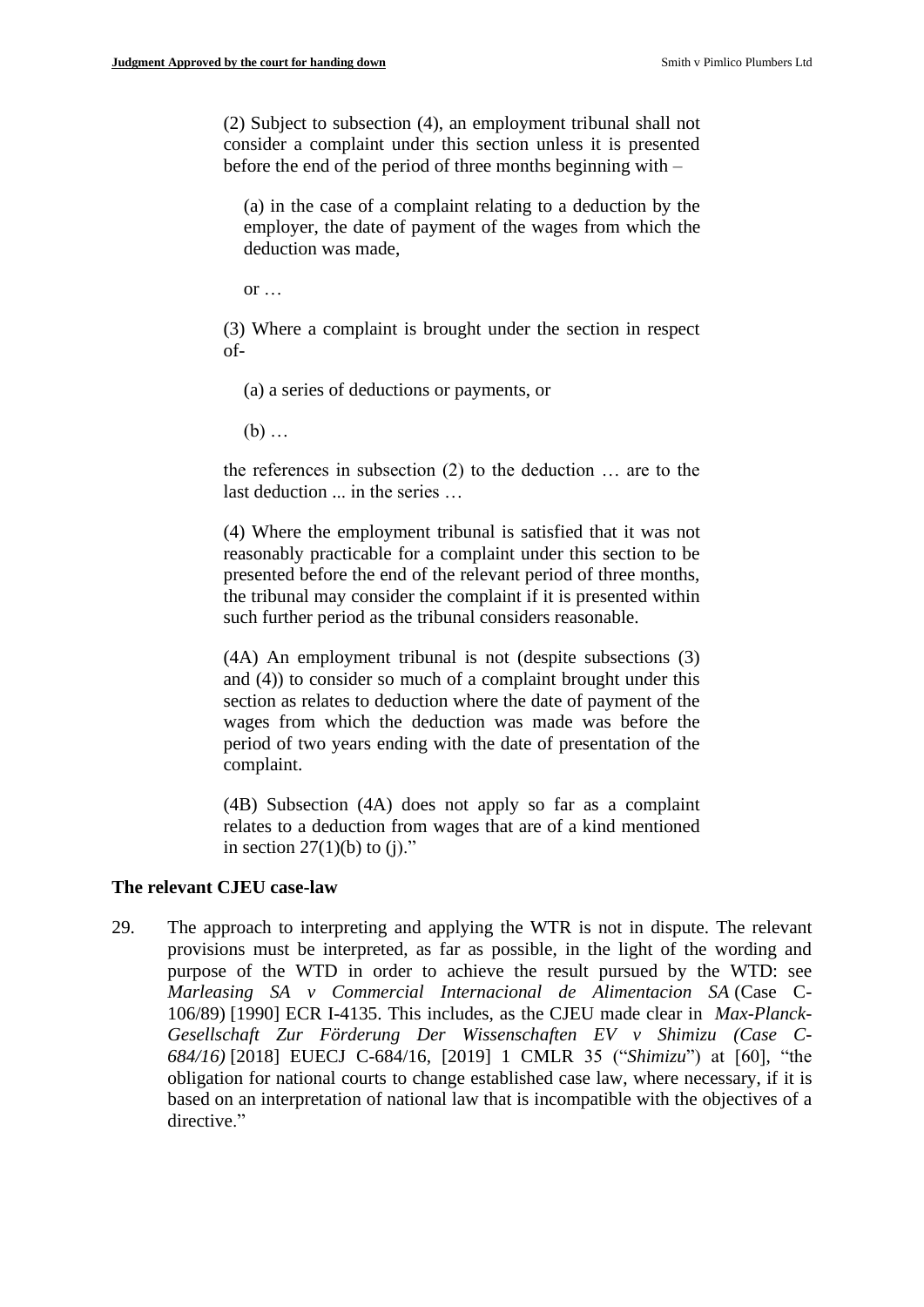> (2) Subject to subsection (4), an employment tribunal shall not consider a complaint under this section unless it is presented before the end of the period of three months beginning with –
>
> > (a) in the case of a complaint relating to a deduction by the employer, the date of payment of the wages from which the deduction was made,
> >
> > or …
>
> (3) Where a complaint is brought under the section in respect of-
>
> > (a) a series of deductions or payments, or
> >
> > (b) …
>
> the references in subsection (2) to the deduction … are to the last deduction ... in the series …
>
> (4) Where the employment tribunal is satisfied that it was not reasonably practicable for a complaint under this section to be presented before the end of the relevant period of three months, the tribunal may consider the complaint if it is presented within such further period as the tribunal considers reasonable.
>
> (4A) An employment tribunal is not (despite subsections (3) and (4)) to consider so much of a complaint brought under this section as relates to deduction where the date of payment of the wages from which the deduction was made was before the period of two years ending with the date of presentation of the complaint.
>
> (4B) Subsection (4A) does not apply so far as a complaint relates to a deduction from wages that are of a kind mentioned in section 27(1)(b) to (j)."

### The relevant CJEU case-law

29. The approach to interpreting and applying the WTR is not in dispute. The relevant provisions must be interpreted, as far as possible, in the light of the wording and purpose of the WTD in order to achieve the result pursued by the WTD: see *Marleasing SA v Commercial Internacional de Alimentacion SA* (Case C-106/89) [1990] ECR I-4135. This includes, as the CJEU made clear in *Max-Planck-Gesellschaft Zur Förderung Der Wissenschaften EV v Shimizu (Case C-684/16)* [2018] EUECJ C-684/16, [2019] 1 CMLR 35 ("*Shimizu*") at [60], "the obligation for national courts to change established case law, where necessary, if it is based on an interpretation of national law that is incompatible with the objectives of a directive."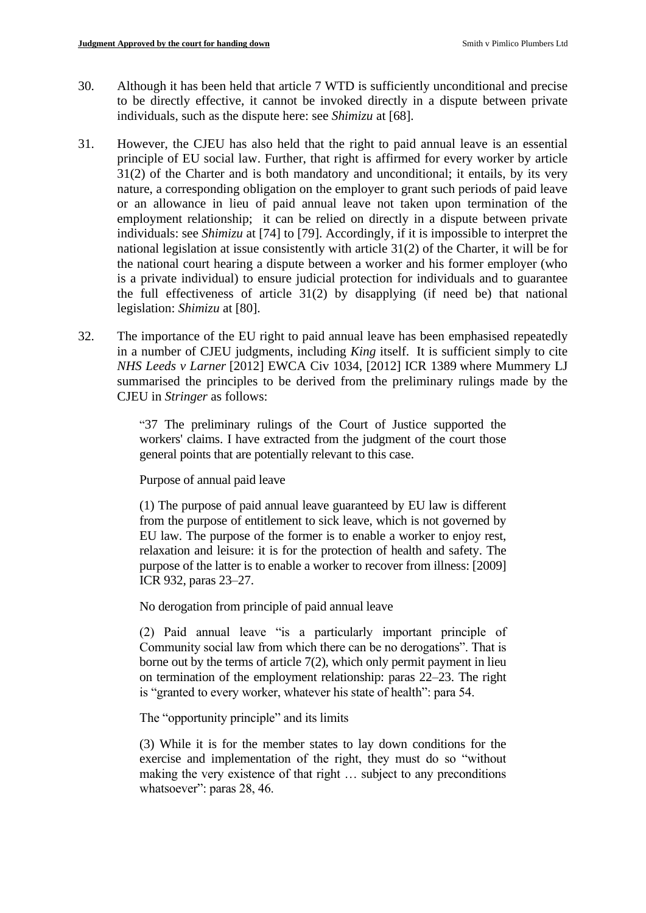30. Although it has been held that article 7 WTD is sufficiently unconditional and precise to be directly effective, it cannot be invoked directly in a dispute between private individuals, such as the dispute here: see *Shimizu* at [68].

31. However, the CJEU has also held that the right to paid annual leave is an essential principle of EU social law. Further, that right is affirmed for every worker by article 31(2) of the Charter and is both mandatory and unconditional; it entails, by its very nature, a corresponding obligation on the employer to grant such periods of paid leave or an allowance in lieu of paid annual leave not taken upon termination of the employment relationship; it can be relied on directly in a dispute between private individuals: see *Shimizu* at [74] to [79]. Accordingly, if it is impossible to interpret the national legislation at issue consistently with article 31(2) of the Charter, it will be for the national court hearing a dispute between a worker and his former employer (who is a private individual) to ensure judicial protection for individuals and to guarantee the full effectiveness of article 31(2) by disapplying (if need be) that national legislation: *Shimizu* at [80].

32. The importance of the EU right to paid annual leave has been emphasised repeatedly in a number of CJEU judgments, including *King* itself. It is sufficient simply to cite *NHS Leeds v Larner* [2012] EWCA Civ 1034, [2012] ICR 1389 where Mummery LJ summarised the principles to be derived from the preliminary rulings made by the CJEU in *Stringer* as follows:

> "37 The preliminary rulings of the Court of Justice supported the workers' claims. I have extracted from the judgment of the court those general points that are potentially relevant to this case.
>
> Purpose of annual paid leave
>
> (1) The purpose of paid annual leave guaranteed by EU law is different from the purpose of entitlement to sick leave, which is not governed by EU law. The purpose of the former is to enable a worker to enjoy rest, relaxation and leisure: it is for the protection of health and safety. The purpose of the latter is to enable a worker to recover from illness: [2009] ICR 932, paras 23–27.
>
> No derogation from principle of paid annual leave
>
> (2) Paid annual leave "is a particularly important principle of Community social law from which there can be no derogations". That is borne out by the terms of article 7(2), which only permit payment in lieu on termination of the employment relationship: paras 22–23. The right is "granted to every worker, whatever his state of health": para 54.
>
> The "opportunity principle" and its limits
>
> (3) While it is for the member states to lay down conditions for the exercise and implementation of the right, they must do so "without making the very existence of that right … subject to any preconditions whatsoever": paras 28, 46.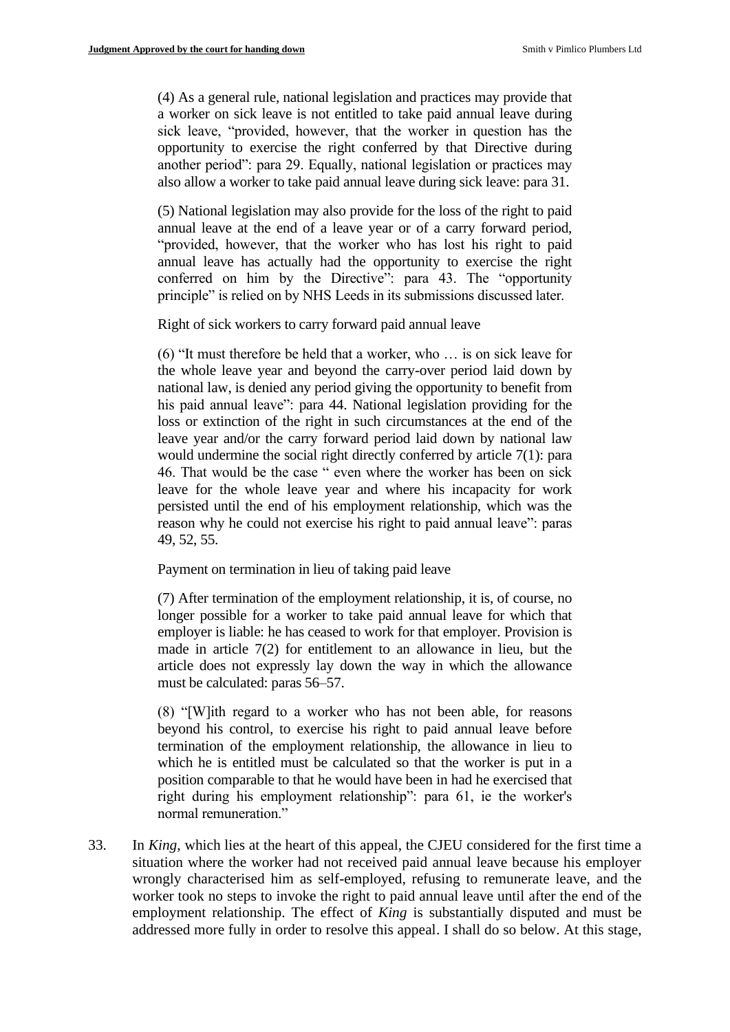(4) As a general rule, national legislation and practices may provide that a worker on sick leave is not entitled to take paid annual leave during sick leave, "provided, however, that the worker in question has the opportunity to exercise the right conferred by that Directive during another period": para 29. Equally, national legislation or practices may also allow a worker to take paid annual leave during sick leave: para 31.

(5) National legislation may also provide for the loss of the right to paid annual leave at the end of a leave year or of a carry forward period, "provided, however, that the worker who has lost his right to paid annual leave has actually had the opportunity to exercise the right conferred on him by the Directive": para 43. The "opportunity principle" is relied on by NHS Leeds in its submissions discussed later.

Right of sick workers to carry forward paid annual leave

(6) "It must therefore be held that a worker, who … is on sick leave for the whole leave year and beyond the carry-over period laid down by national law, is denied any period giving the opportunity to benefit from his paid annual leave": para 44. National legislation providing for the loss or extinction of the right in such circumstances at the end of the leave year and/or the carry forward period laid down by national law would undermine the social right directly conferred by article 7(1): para 46. That would be the case " even where the worker has been on sick leave for the whole leave year and where his incapacity for work persisted until the end of his employment relationship, which was the reason why he could not exercise his right to paid annual leave": paras 49, 52, 55.

Payment on termination in lieu of taking paid leave

(7) After termination of the employment relationship, it is, of course, no longer possible for a worker to take paid annual leave for which that employer is liable: he has ceased to work for that employer. Provision is made in article 7(2) for entitlement to an allowance in lieu, but the article does not expressly lay down the way in which the allowance must be calculated: paras 56–57.

(8) "[W]ith regard to a worker who has not been able, for reasons beyond his control, to exercise his right to paid annual leave before termination of the employment relationship, the allowance in lieu to which he is entitled must be calculated so that the worker is put in a position comparable to that he would have been in had he exercised that right during his employment relationship": para 61, ie the worker's normal remuneration."

33. In *King*, which lies at the heart of this appeal, the CJEU considered for the first time a situation where the worker had not received paid annual leave because his employer wrongly characterised him as self-employed, refusing to remunerate leave, and the worker took no steps to invoke the right to paid annual leave until after the end of the employment relationship. The effect of *King* is substantially disputed and must be addressed more fully in order to resolve this appeal. I shall do so below. At this stage,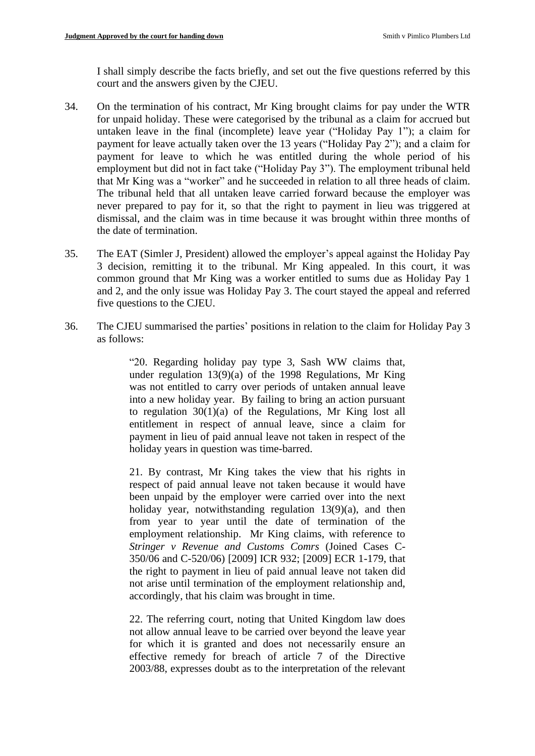I shall simply describe the facts briefly, and set out the five questions referred by this court and the answers given by the CJEU.

34. On the termination of his contract, Mr King brought claims for pay under the WTR for unpaid holiday. These were categorised by the tribunal as a claim for accrued but untaken leave in the final (incomplete) leave year ("Holiday Pay 1"); a claim for payment for leave actually taken over the 13 years ("Holiday Pay 2"); and a claim for payment for leave to which he was entitled during the whole period of his employment but did not in fact take ("Holiday Pay 3"). The employment tribunal held that Mr King was a "worker" and he succeeded in relation to all three heads of claim. The tribunal held that all untaken leave carried forward because the employer was never prepared to pay for it, so that the right to payment in lieu was triggered at dismissal, and the claim was in time because it was brought within three months of the date of termination.

35. The EAT (Simler J, President) allowed the employer's appeal against the Holiday Pay 3 decision, remitting it to the tribunal. Mr King appealed. In this court, it was common ground that Mr King was a worker entitled to sums due as Holiday Pay 1 and 2, and the only issue was Holiday Pay 3. The court stayed the appeal and referred five questions to the CJEU.

36. The CJEU summarised the parties' positions in relation to the claim for Holiday Pay 3 as follows:

> "20. Regarding holiday pay type 3, Sash WW claims that, under regulation 13(9)(a) of the 1998 Regulations, Mr King was not entitled to carry over periods of untaken annual leave into a new holiday year. By failing to bring an action pursuant to regulation 30(1)(a) of the Regulations, Mr King lost all entitlement in respect of annual leave, since a claim for payment in lieu of paid annual leave not taken in respect of the holiday years in question was time-barred.
>
> 21. By contrast, Mr King takes the view that his rights in respect of paid annual leave not taken because it would have been unpaid by the employer were carried over into the next holiday year, notwithstanding regulation 13(9)(a), and then from year to year until the date of termination of the employment relationship. Mr King claims, with reference to *Stringer v Revenue and Customs Comrs* (Joined Cases C-350/06 and C-520/06) [2009] ICR 932; [2009] ECR 1-179, that the right to payment in lieu of paid annual leave not taken did not arise until termination of the employment relationship and, accordingly, that his claim was brought in time.
>
> 22. The referring court, noting that United Kingdom law does not allow annual leave to be carried over beyond the leave year for which it is granted and does not necessarily ensure an effective remedy for breach of article 7 of the Directive 2003/88, expresses doubt as to the interpretation of the relevant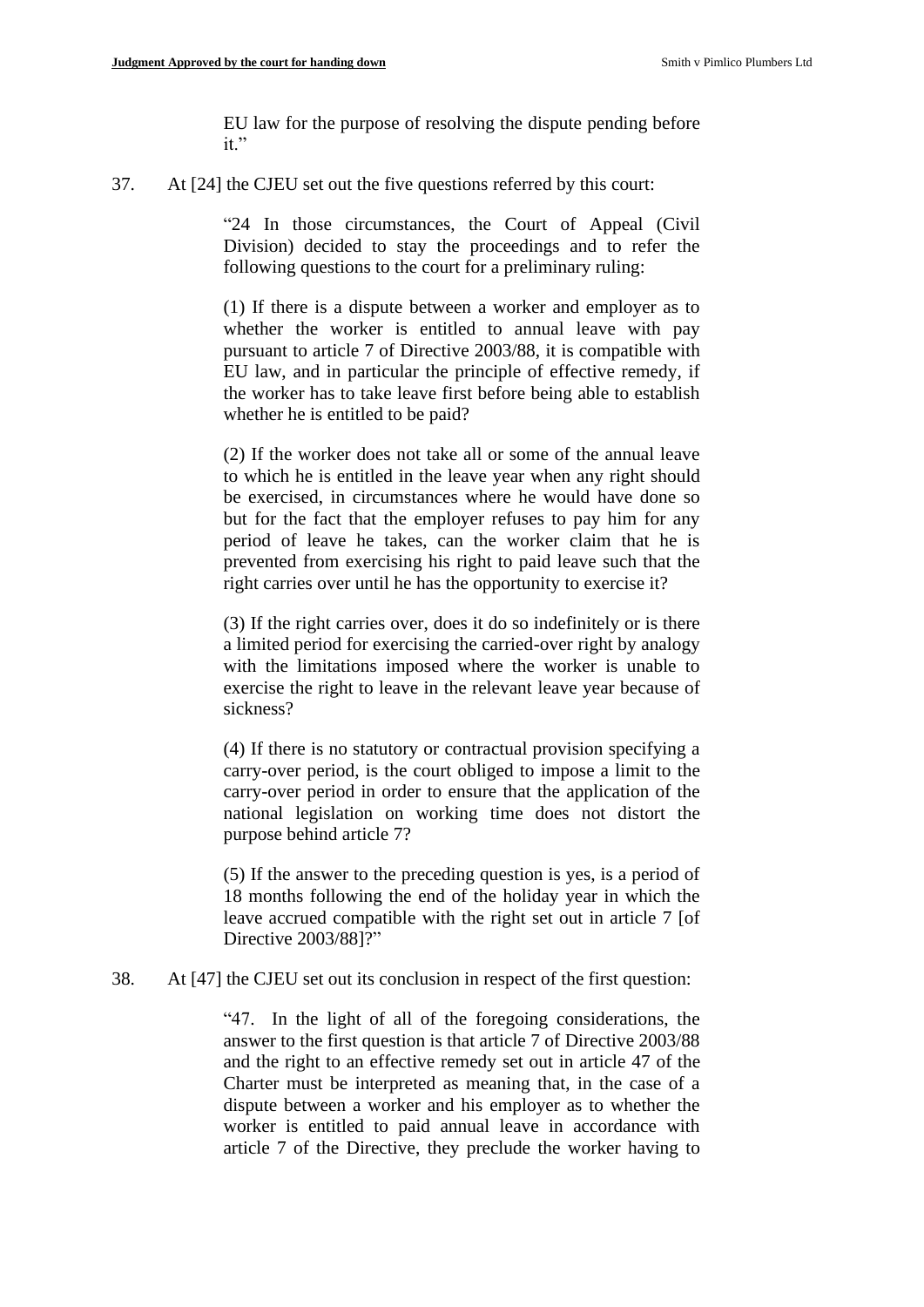> EU law for the purpose of resolving the dispute pending before it."

37. At [24] the CJEU set out the five questions referred by this court:

> "24 In those circumstances, the Court of Appeal (Civil Division) decided to stay the proceedings and to refer the following questions to the court for a preliminary ruling:
>
> (1) If there is a dispute between a worker and employer as to whether the worker is entitled to annual leave with pay pursuant to article 7 of Directive 2003/88, it is compatible with EU law, and in particular the principle of effective remedy, if the worker has to take leave first before being able to establish whether he is entitled to be paid?
>
> (2) If the worker does not take all or some of the annual leave to which he is entitled in the leave year when any right should be exercised, in circumstances where he would have done so but for the fact that the employer refuses to pay him for any period of leave he takes, can the worker claim that he is prevented from exercising his right to paid leave such that the right carries over until he has the opportunity to exercise it?
>
> (3) If the right carries over, does it do so indefinitely or is there a limited period for exercising the carried-over right by analogy with the limitations imposed where the worker is unable to exercise the right to leave in the relevant leave year because of sickness?
>
> (4) If there is no statutory or contractual provision specifying a carry-over period, is the court obliged to impose a limit to the carry-over period in order to ensure that the application of the national legislation on working time does not distort the purpose behind article 7?
>
> (5) If the answer to the preceding question is yes, is a period of 18 months following the end of the holiday year in which the leave accrued compatible with the right set out in article 7 [of Directive 2003/88]?"

38. At [47] the CJEU set out its conclusion in respect of the first question:

> "47. In the light of all of the foregoing considerations, the answer to the first question is that article 7 of Directive 2003/88 and the right to an effective remedy set out in article 47 of the Charter must be interpreted as meaning that, in the case of a dispute between a worker and his employer as to whether the worker is entitled to paid annual leave in accordance with article 7 of the Directive, they preclude the worker having to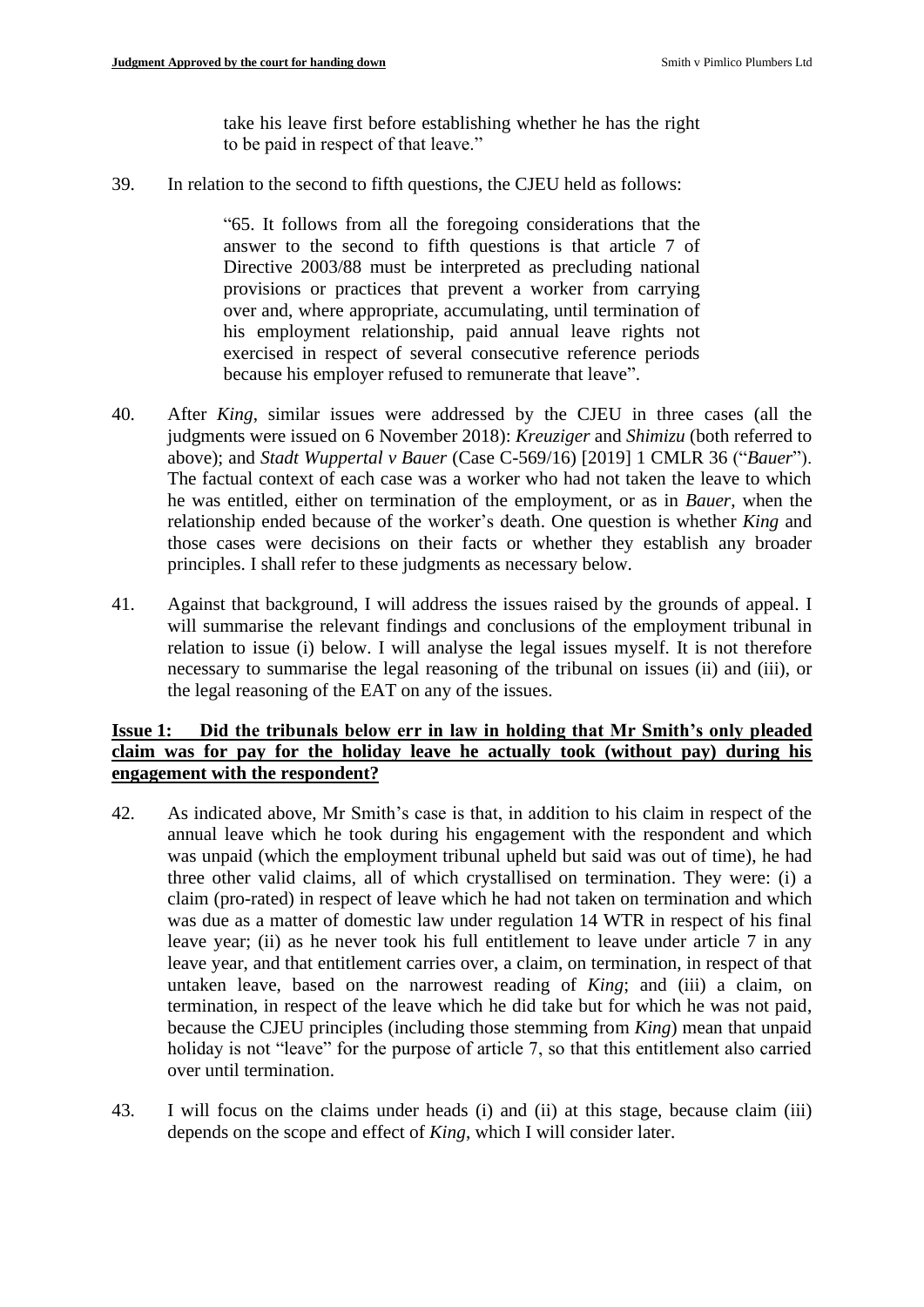take his leave first before establishing whether he has the right to be paid in respect of that leave."

39. In relation to the second to fifth questions, the CJEU held as follows:

> "65. It follows from all the foregoing considerations that the answer to the second to fifth questions is that article 7 of Directive 2003/88 must be interpreted as precluding national provisions or practices that prevent a worker from carrying over and, where appropriate, accumulating, until termination of his employment relationship, paid annual leave rights not exercised in respect of several consecutive reference periods because his employer refused to remunerate that leave".

40. After *King*, similar issues were addressed by the CJEU in three cases (all the judgments were issued on 6 November 2018): *Kreuziger* and *Shimizu* (both referred to above); and *Stadt Wuppertal v Bauer* (Case C-569/16) [2019] 1 CMLR 36 ("*Bauer*"). The factual context of each case was a worker who had not taken the leave to which he was entitled, either on termination of the employment, or as in *Bauer*, when the relationship ended because of the worker's death. One question is whether *King* and those cases were decisions on their facts or whether they establish any broader principles. I shall refer to these judgments as necessary below.

41. Against that background, I will address the issues raised by the grounds of appeal. I will summarise the relevant findings and conclusions of the employment tribunal in relation to issue (i) below. I will analyse the legal issues myself. It is not therefore necessary to summarise the legal reasoning of the tribunal on issues (ii) and (iii), or the legal reasoning of the EAT on any of the issues.

**<u>Issue 1: Did the tribunals below err in law in holding that Mr Smith's only pleaded claim was for pay for the holiday leave he actually took (without pay) during his engagement with the respondent?</u>**

42. As indicated above, Mr Smith's case is that, in addition to his claim in respect of the annual leave which he took during his engagement with the respondent and which was unpaid (which the employment tribunal upheld but said was out of time), he had three other valid claims, all of which crystallised on termination. They were: (i) a claim (pro-rated) in respect of leave which he had not taken on termination and which was due as a matter of domestic law under regulation 14 WTR in respect of his final leave year; (ii) as he never took his full entitlement to leave under article 7 in any leave year, and that entitlement carries over, a claim, on termination, in respect of that untaken leave, based on the narrowest reading of *King*; and (iii) a claim, on termination, in respect of the leave which he did take but for which he was not paid, because the CJEU principles (including those stemming from *King*) mean that unpaid holiday is not "leave" for the purpose of article 7, so that this entitlement also carried over until termination.

43. I will focus on the claims under heads (i) and (ii) at this stage, because claim (iii) depends on the scope and effect of *King*, which I will consider later.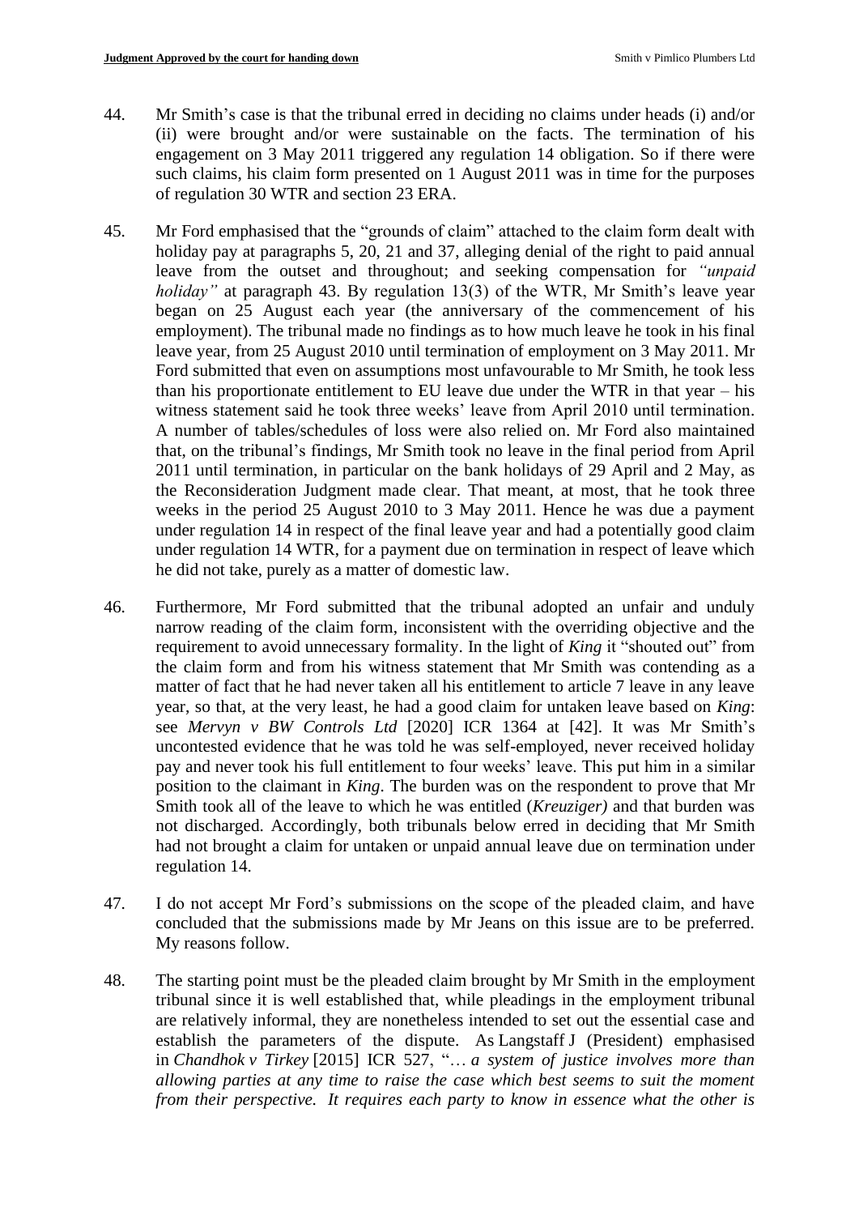44. Mr Smith's case is that the tribunal erred in deciding no claims under heads (i) and/or (ii) were brought and/or were sustainable on the facts. The termination of his engagement on 3 May 2011 triggered any regulation 14 obligation. So if there were such claims, his claim form presented on 1 August 2011 was in time for the purposes of regulation 30 WTR and section 23 ERA.

45. Mr Ford emphasised that the "grounds of claim" attached to the claim form dealt with holiday pay at paragraphs 5, 20, 21 and 37, alleging denial of the right to paid annual leave from the outset and throughout; and seeking compensation for *"unpaid holiday"* at paragraph 43. By regulation 13(3) of the WTR, Mr Smith's leave year began on 25 August each year (the anniversary of the commencement of his employment). The tribunal made no findings as to how much leave he took in his final leave year, from 25 August 2010 until termination of employment on 3 May 2011. Mr Ford submitted that even on assumptions most unfavourable to Mr Smith, he took less than his proportionate entitlement to EU leave due under the WTR in that year – his witness statement said he took three weeks' leave from April 2010 until termination. A number of tables/schedules of loss were also relied on. Mr Ford also maintained that, on the tribunal's findings, Mr Smith took no leave in the final period from April 2011 until termination, in particular on the bank holidays of 29 April and 2 May, as the Reconsideration Judgment made clear. That meant, at most, that he took three weeks in the period 25 August 2010 to 3 May 2011. Hence he was due a payment under regulation 14 in respect of the final leave year and had a potentially good claim under regulation 14 WTR, for a payment due on termination in respect of leave which he did not take, purely as a matter of domestic law.

46. Furthermore, Mr Ford submitted that the tribunal adopted an unfair and unduly narrow reading of the claim form, inconsistent with the overriding objective and the requirement to avoid unnecessary formality. In the light of *King* it "shouted out" from the claim form and from his witness statement that Mr Smith was contending as a matter of fact that he had never taken all his entitlement to article 7 leave in any leave year, so that, at the very least, he had a good claim for untaken leave based on *King*: see *Mervyn v BW Controls Ltd* [2020] ICR 1364 at [42]. It was Mr Smith's uncontested evidence that he was told he was self-employed, never received holiday pay and never took his full entitlement to four weeks' leave. This put him in a similar position to the claimant in *King*. The burden was on the respondent to prove that Mr Smith took all of the leave to which he was entitled (*Kreuziger)* and that burden was not discharged. Accordingly, both tribunals below erred in deciding that Mr Smith had not brought a claim for untaken or unpaid annual leave due on termination under regulation 14.

47. I do not accept Mr Ford's submissions on the scope of the pleaded claim, and have concluded that the submissions made by Mr Jeans on this issue are to be preferred. My reasons follow.

48. The starting point must be the pleaded claim brought by Mr Smith in the employment tribunal since it is well established that, while pleadings in the employment tribunal are relatively informal, they are nonetheless intended to set out the essential case and establish the parameters of the dispute. As Langstaff J (President) emphasised in *Chandhok v Tirkey* [2015] ICR 527, "… *a system of justice involves more than allowing parties at any time to raise the case which best seems to suit the moment from their perspective. It requires each party to know in essence what the other is*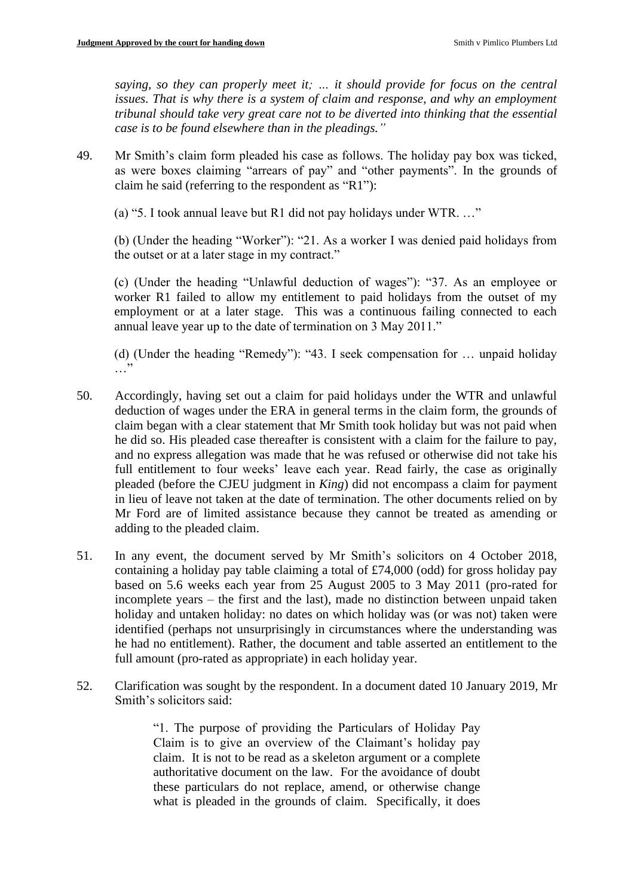*saying, so they can properly meet it; … it should provide for focus on the central issues. That is why there is a system of claim and response, and why an employment tribunal should take very great care not to be diverted into thinking that the essential case is to be found elsewhere than in the pleadings."*

49. Mr Smith's claim form pleaded his case as follows. The holiday pay box was ticked, as were boxes claiming "arrears of pay" and "other payments". In the grounds of claim he said (referring to the respondent as "R1"):

   (a) "5. I took annual leave but R1 did not pay holidays under WTR. …"

   (b) (Under the heading "Worker"): "21. As a worker I was denied paid holidays from the outset or at a later stage in my contract."

   (c) (Under the heading "Unlawful deduction of wages"): "37. As an employee or worker R1 failed to allow my entitlement to paid holidays from the outset of my employment or at a later stage. This was a continuous failing connected to each annual leave year up to the date of termination on 3 May 2011."

   (d) (Under the heading "Remedy"): "43. I seek compensation for … unpaid holiday …"

50. Accordingly, having set out a claim for paid holidays under the WTR and unlawful deduction of wages under the ERA in general terms in the claim form, the grounds of claim began with a clear statement that Mr Smith took holiday but was not paid when he did so. His pleaded case thereafter is consistent with a claim for the failure to pay, and no express allegation was made that he was refused or otherwise did not take his full entitlement to four weeks' leave each year. Read fairly, the case as originally pleaded (before the CJEU judgment in *King*) did not encompass a claim for payment in lieu of leave not taken at the date of termination. The other documents relied on by Mr Ford are of limited assistance because they cannot be treated as amending or adding to the pleaded claim.

51. In any event, the document served by Mr Smith's solicitors on 4 October 2018, containing a holiday pay table claiming a total of £74,000 (odd) for gross holiday pay based on 5.6 weeks each year from 25 August 2005 to 3 May 2011 (pro-rated for incomplete years – the first and the last), made no distinction between unpaid taken holiday and untaken holiday: no dates on which holiday was (or was not) taken were identified (perhaps not unsurprisingly in circumstances where the understanding was he had no entitlement). Rather, the document and table asserted an entitlement to the full amount (pro-rated as appropriate) in each holiday year.

52. Clarification was sought by the respondent. In a document dated 10 January 2019, Mr Smith's solicitors said:

> "1. The purpose of providing the Particulars of Holiday Pay Claim is to give an overview of the Claimant's holiday pay claim. It is not to be read as a skeleton argument or a complete authoritative document on the law. For the avoidance of doubt these particulars do not replace, amend, or otherwise change what is pleaded in the grounds of claim. Specifically, it does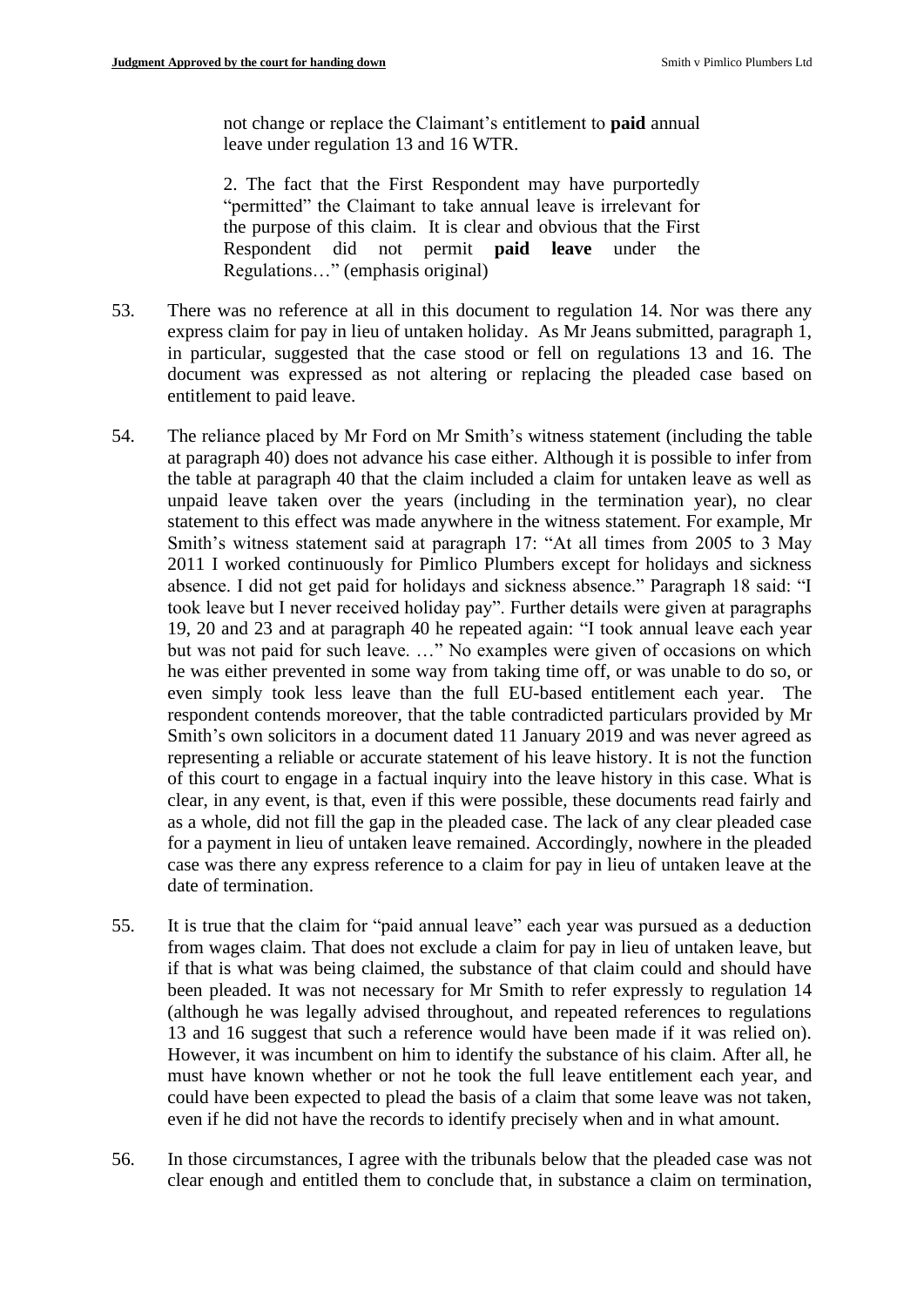> not change or replace the Claimant's entitlement to **paid** annual leave under regulation 13 and 16 WTR.
>
> 2. The fact that the First Respondent may have purportedly "permitted" the Claimant to take annual leave is irrelevant for the purpose of this claim. It is clear and obvious that the First Respondent did not permit **paid leave** under the Regulations…" (emphasis original)

53. There was no reference at all in this document to regulation 14. Nor was there any express claim for pay in lieu of untaken holiday. As Mr Jeans submitted, paragraph 1, in particular, suggested that the case stood or fell on regulations 13 and 16. The document was expressed as not altering or replacing the pleaded case based on entitlement to paid leave.

54. The reliance placed by Mr Ford on Mr Smith's witness statement (including the table at paragraph 40) does not advance his case either. Although it is possible to infer from the table at paragraph 40 that the claim included a claim for untaken leave as well as unpaid leave taken over the years (including in the termination year), no clear statement to this effect was made anywhere in the witness statement. For example, Mr Smith's witness statement said at paragraph 17: "At all times from 2005 to 3 May 2011 I worked continuously for Pimlico Plumbers except for holidays and sickness absence. I did not get paid for holidays and sickness absence." Paragraph 18 said: "I took leave but I never received holiday pay". Further details were given at paragraphs 19, 20 and 23 and at paragraph 40 he repeated again: "I took annual leave each year but was not paid for such leave. …" No examples were given of occasions on which he was either prevented in some way from taking time off, or was unable to do so, or even simply took less leave than the full EU-based entitlement each year. The respondent contends moreover, that the table contradicted particulars provided by Mr Smith's own solicitors in a document dated 11 January 2019 and was never agreed as representing a reliable or accurate statement of his leave history. It is not the function of this court to engage in a factual inquiry into the leave history in this case. What is clear, in any event, is that, even if this were possible, these documents read fairly and as a whole, did not fill the gap in the pleaded case. The lack of any clear pleaded case for a payment in lieu of untaken leave remained. Accordingly, nowhere in the pleaded case was there any express reference to a claim for pay in lieu of untaken leave at the date of termination.

55. It is true that the claim for "paid annual leave" each year was pursued as a deduction from wages claim. That does not exclude a claim for pay in lieu of untaken leave, but if that is what was being claimed, the substance of that claim could and should have been pleaded. It was not necessary for Mr Smith to refer expressly to regulation 14 (although he was legally advised throughout, and repeated references to regulations 13 and 16 suggest that such a reference would have been made if it was relied on). However, it was incumbent on him to identify the substance of his claim. After all, he must have known whether or not he took the full leave entitlement each year, and could have been expected to plead the basis of a claim that some leave was not taken, even if he did not have the records to identify precisely when and in what amount.

56. In those circumstances, I agree with the tribunals below that the pleaded case was not clear enough and entitled them to conclude that, in substance a claim on termination,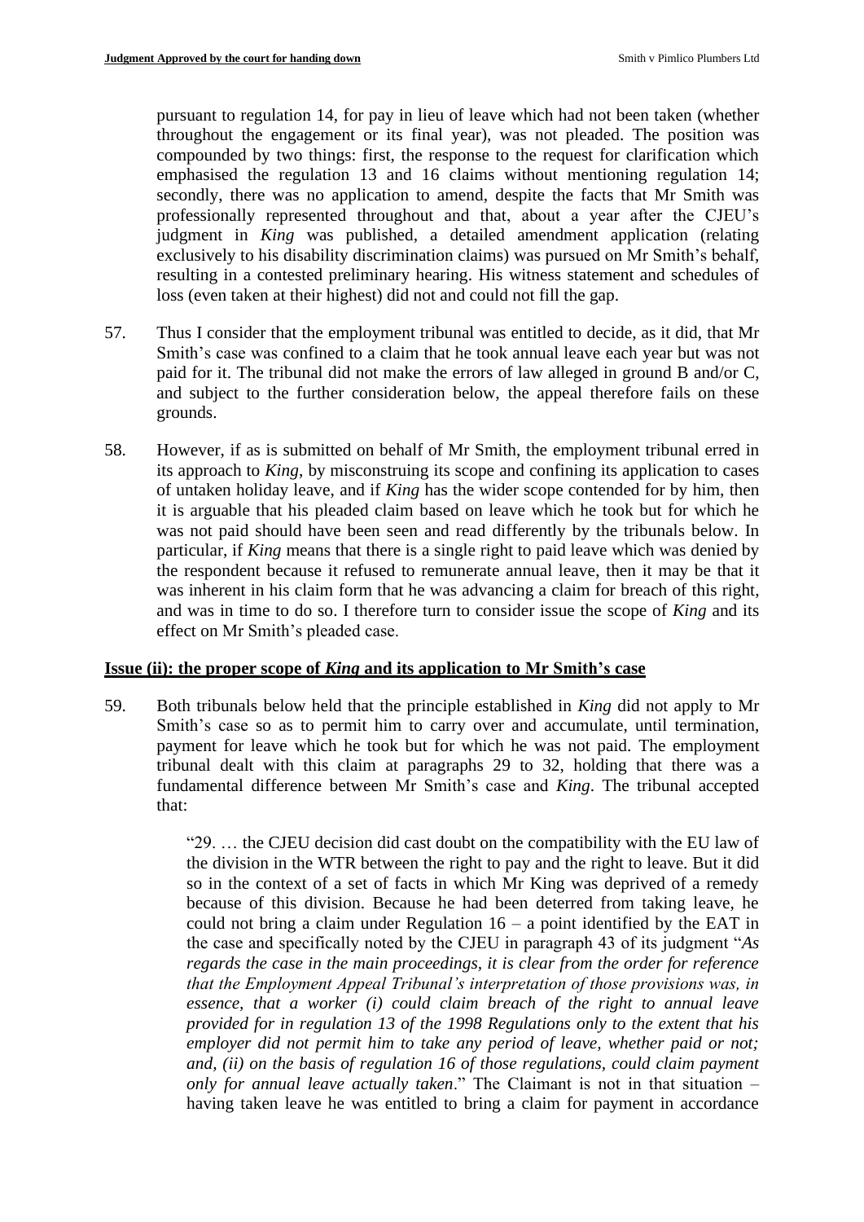pursuant to regulation 14, for pay in lieu of leave which had not been taken (whether throughout the engagement or its final year), was not pleaded. The position was compounded by two things: first, the response to the request for clarification which emphasised the regulation 13 and 16 claims without mentioning regulation 14; secondly, there was no application to amend, despite the facts that Mr Smith was professionally represented throughout and that, about a year after the CJEU's judgment in *King* was published, a detailed amendment application (relating exclusively to his disability discrimination claims) was pursued on Mr Smith's behalf, resulting in a contested preliminary hearing. His witness statement and schedules of loss (even taken at their highest) did not and could not fill the gap.

57. Thus I consider that the employment tribunal was entitled to decide, as it did, that Mr Smith's case was confined to a claim that he took annual leave each year but was not paid for it. The tribunal did not make the errors of law alleged in ground B and/or C, and subject to the further consideration below, the appeal therefore fails on these grounds.

58. However, if as is submitted on behalf of Mr Smith, the employment tribunal erred in its approach to *King*, by misconstruing its scope and confining its application to cases of untaken holiday leave, and if *King* has the wider scope contended for by him, then it is arguable that his pleaded claim based on leave which he took but for which he was not paid should have been seen and read differently by the tribunals below. In particular, if *King* means that there is a single right to paid leave which was denied by the respondent because it refused to remunerate annual leave, then it may be that it was inherent in his claim form that he was advancing a claim for breach of this right, and was in time to do so. I therefore turn to consider issue the scope of *King* and its effect on Mr Smith's pleaded case.

## Issue (ii): the proper scope of *King* and its application to Mr Smith's case

59. Both tribunals below held that the principle established in *King* did not apply to Mr Smith's case so as to permit him to carry over and accumulate, until termination, payment for leave which he took but for which he was not paid. The employment tribunal dealt with this claim at paragraphs 29 to 32, holding that there was a fundamental difference between Mr Smith's case and *King*. The tribunal accepted that:

> "29. … the CJEU decision did cast doubt on the compatibility with the EU law of the division in the WTR between the right to pay and the right to leave. But it did so in the context of a set of facts in which Mr King was deprived of a remedy because of this division. Because he had been deterred from taking leave, he could not bring a claim under Regulation 16 – a point identified by the EAT in the case and specifically noted by the CJEU in paragraph 43 of its judgment "*As regards the case in the main proceedings, it is clear from the order for reference that the Employment Appeal Tribunal's interpretation of those provisions was, in essence, that a worker (i) could claim breach of the right to annual leave provided for in regulation 13 of the 1998 Regulations only to the extent that his employer did not permit him to take any period of leave, whether paid or not; and, (ii) on the basis of regulation 16 of those regulations, could claim payment only for annual leave actually taken*." The Claimant is not in that situation – having taken leave he was entitled to bring a claim for payment in accordance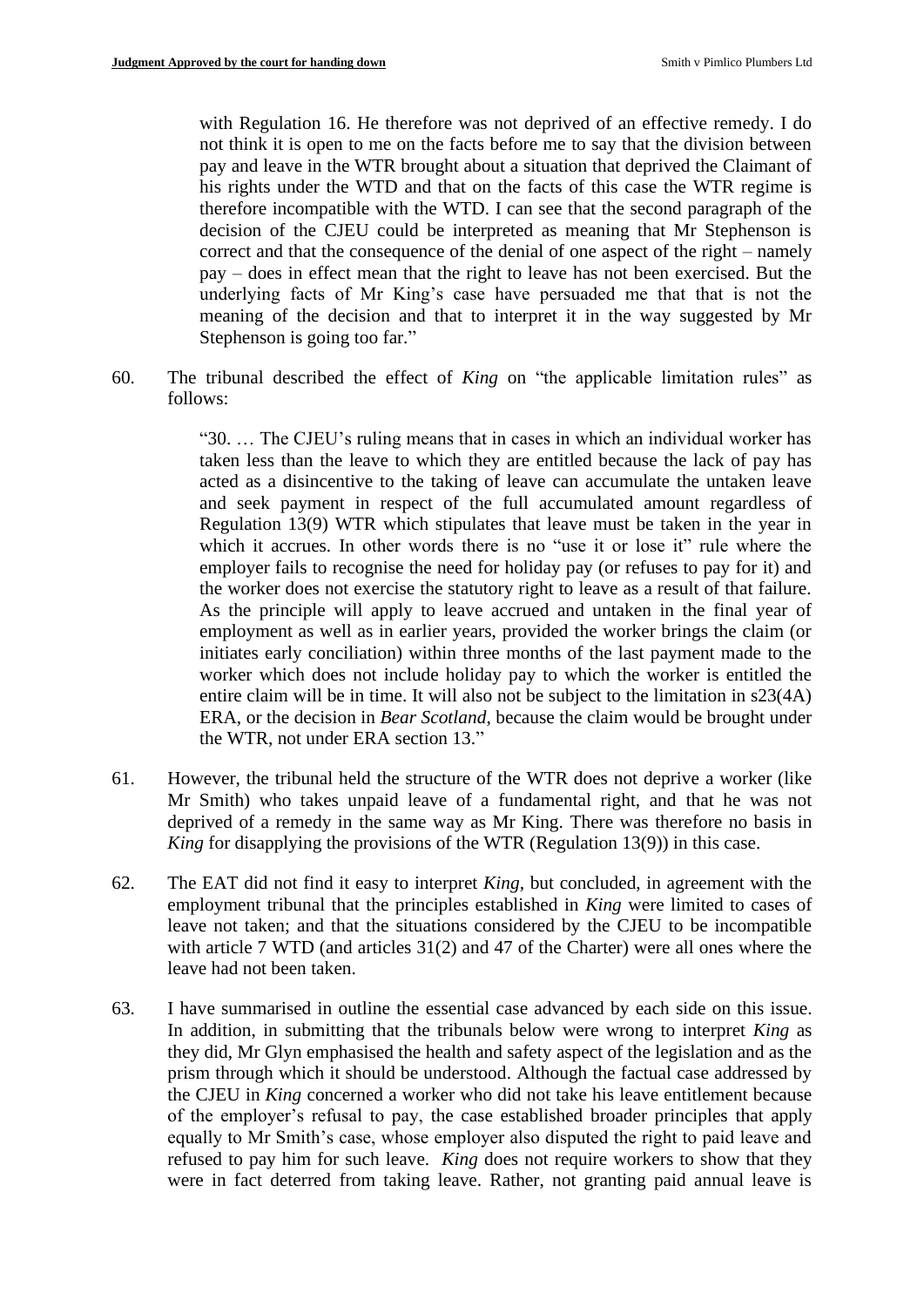> with Regulation 16. He therefore was not deprived of an effective remedy. I do not think it is open to me on the facts before me to say that the division between pay and leave in the WTR brought about a situation that deprived the Claimant of his rights under the WTD and that on the facts of this case the WTR regime is therefore incompatible with the WTD. I can see that the second paragraph of the decision of the CJEU could be interpreted as meaning that Mr Stephenson is correct and that the consequence of the denial of one aspect of the right – namely pay – does in effect mean that the right to leave has not been exercised. But the underlying facts of Mr King's case have persuaded me that that is not the meaning of the decision and that to interpret it in the way suggested by Mr Stephenson is going too far."

60. The tribunal described the effect of *King* on "the applicable limitation rules" as follows:

> "30. … The CJEU's ruling means that in cases in which an individual worker has taken less than the leave to which they are entitled because the lack of pay has acted as a disincentive to the taking of leave can accumulate the untaken leave and seek payment in respect of the full accumulated amount regardless of Regulation 13(9) WTR which stipulates that leave must be taken in the year in which it accrues. In other words there is no "use it or lose it" rule where the employer fails to recognise the need for holiday pay (or refuses to pay for it) and the worker does not exercise the statutory right to leave as a result of that failure. As the principle will apply to leave accrued and untaken in the final year of employment as well as in earlier years, provided the worker brings the claim (or initiates early conciliation) within three months of the last payment made to the worker which does not include holiday pay to which the worker is entitled the entire claim will be in time. It will also not be subject to the limitation in s23(4A) ERA, or the decision in *Bear Scotland*, because the claim would be brought under the WTR, not under ERA section 13."

61. However, the tribunal held the structure of the WTR does not deprive a worker (like Mr Smith) who takes unpaid leave of a fundamental right, and that he was not deprived of a remedy in the same way as Mr King. There was therefore no basis in *King* for disapplying the provisions of the WTR (Regulation 13(9)) in this case.

62. The EAT did not find it easy to interpret *King*, but concluded, in agreement with the employment tribunal that the principles established in *King* were limited to cases of leave not taken; and that the situations considered by the CJEU to be incompatible with article 7 WTD (and articles 31(2) and 47 of the Charter) were all ones where the leave had not been taken.

63. I have summarised in outline the essential case advanced by each side on this issue. In addition, in submitting that the tribunals below were wrong to interpret *King* as they did, Mr Glyn emphasised the health and safety aspect of the legislation and as the prism through which it should be understood. Although the factual case addressed by the CJEU in *King* concerned a worker who did not take his leave entitlement because of the employer's refusal to pay, the case established broader principles that apply equally to Mr Smith's case, whose employer also disputed the right to paid leave and refused to pay him for such leave. *King* does not require workers to show that they were in fact deterred from taking leave. Rather, not granting paid annual leave is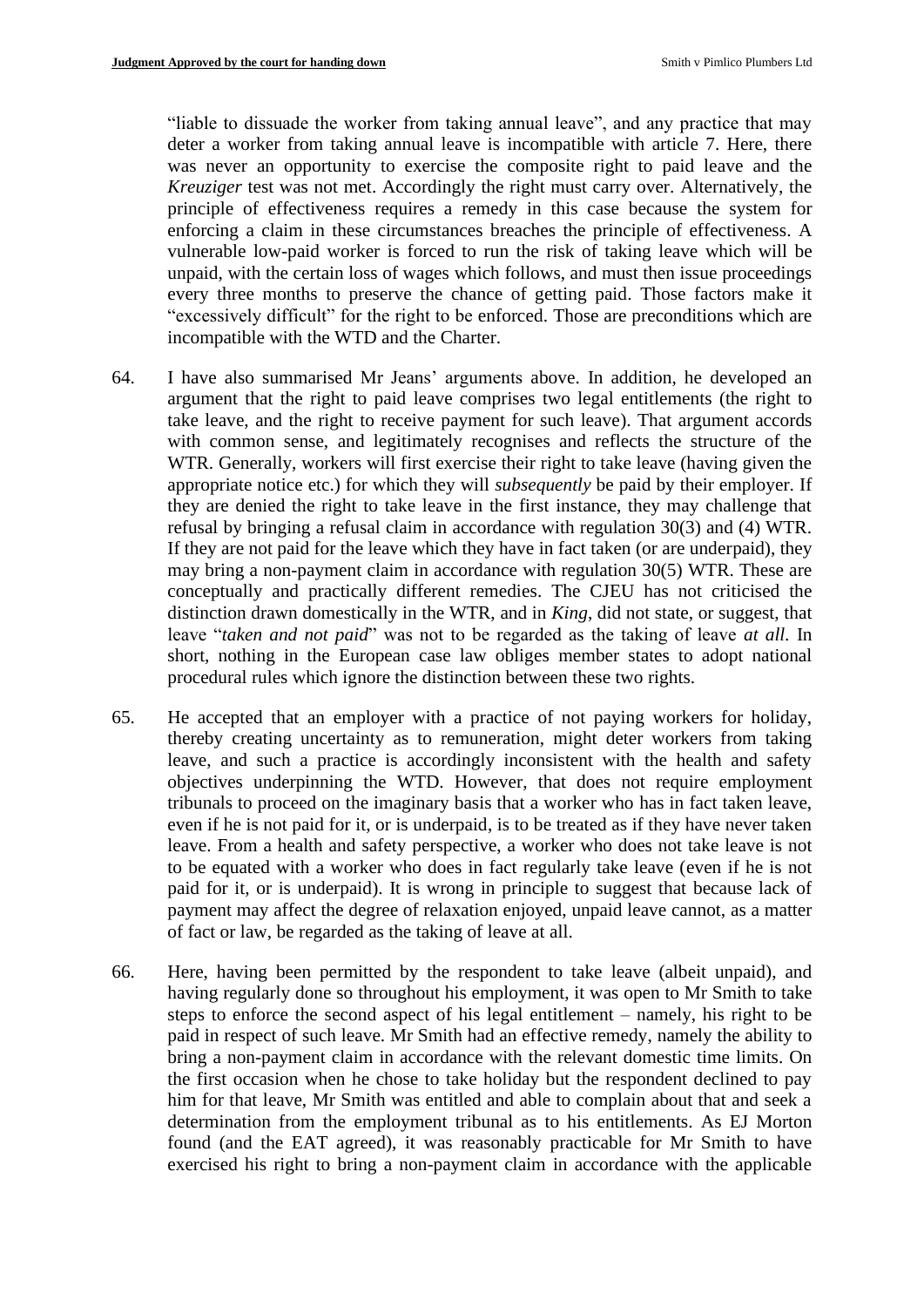"liable to dissuade the worker from taking annual leave", and any practice that may deter a worker from taking annual leave is incompatible with article 7. Here, there was never an opportunity to exercise the composite right to paid leave and the *Kreuziger* test was not met. Accordingly the right must carry over. Alternatively, the principle of effectiveness requires a remedy in this case because the system for enforcing a claim in these circumstances breaches the principle of effectiveness. A vulnerable low-paid worker is forced to run the risk of taking leave which will be unpaid, with the certain loss of wages which follows, and must then issue proceedings every three months to preserve the chance of getting paid. Those factors make it "excessively difficult" for the right to be enforced. Those are preconditions which are incompatible with the WTD and the Charter.

64. I have also summarised Mr Jeans' arguments above. In addition, he developed an argument that the right to paid leave comprises two legal entitlements (the right to take leave, and the right to receive payment for such leave). That argument accords with common sense, and legitimately recognises and reflects the structure of the WTR. Generally, workers will first exercise their right to take leave (having given the appropriate notice etc.) for which they will *subsequently* be paid by their employer. If they are denied the right to take leave in the first instance, they may challenge that refusal by bringing a refusal claim in accordance with regulation 30(3) and (4) WTR. If they are not paid for the leave which they have in fact taken (or are underpaid), they may bring a non-payment claim in accordance with regulation 30(5) WTR. These are conceptually and practically different remedies. The CJEU has not criticised the distinction drawn domestically in the WTR, and in *King*, did not state, or suggest, that leave "*taken and not paid*" was not to be regarded as the taking of leave *at all*. In short, nothing in the European case law obliges member states to adopt national procedural rules which ignore the distinction between these two rights.

65. He accepted that an employer with a practice of not paying workers for holiday, thereby creating uncertainty as to remuneration, might deter workers from taking leave, and such a practice is accordingly inconsistent with the health and safety objectives underpinning the WTD. However, that does not require employment tribunals to proceed on the imaginary basis that a worker who has in fact taken leave, even if he is not paid for it, or is underpaid, is to be treated as if they have never taken leave. From a health and safety perspective, a worker who does not take leave is not to be equated with a worker who does in fact regularly take leave (even if he is not paid for it, or is underpaid). It is wrong in principle to suggest that because lack of payment may affect the degree of relaxation enjoyed, unpaid leave cannot, as a matter of fact or law, be regarded as the taking of leave at all.

66. Here, having been permitted by the respondent to take leave (albeit unpaid), and having regularly done so throughout his employment, it was open to Mr Smith to take steps to enforce the second aspect of his legal entitlement – namely, his right to be paid in respect of such leave. Mr Smith had an effective remedy, namely the ability to bring a non-payment claim in accordance with the relevant domestic time limits. On the first occasion when he chose to take holiday but the respondent declined to pay him for that leave, Mr Smith was entitled and able to complain about that and seek a determination from the employment tribunal as to his entitlements. As EJ Morton found (and the EAT agreed), it was reasonably practicable for Mr Smith to have exercised his right to bring a non-payment claim in accordance with the applicable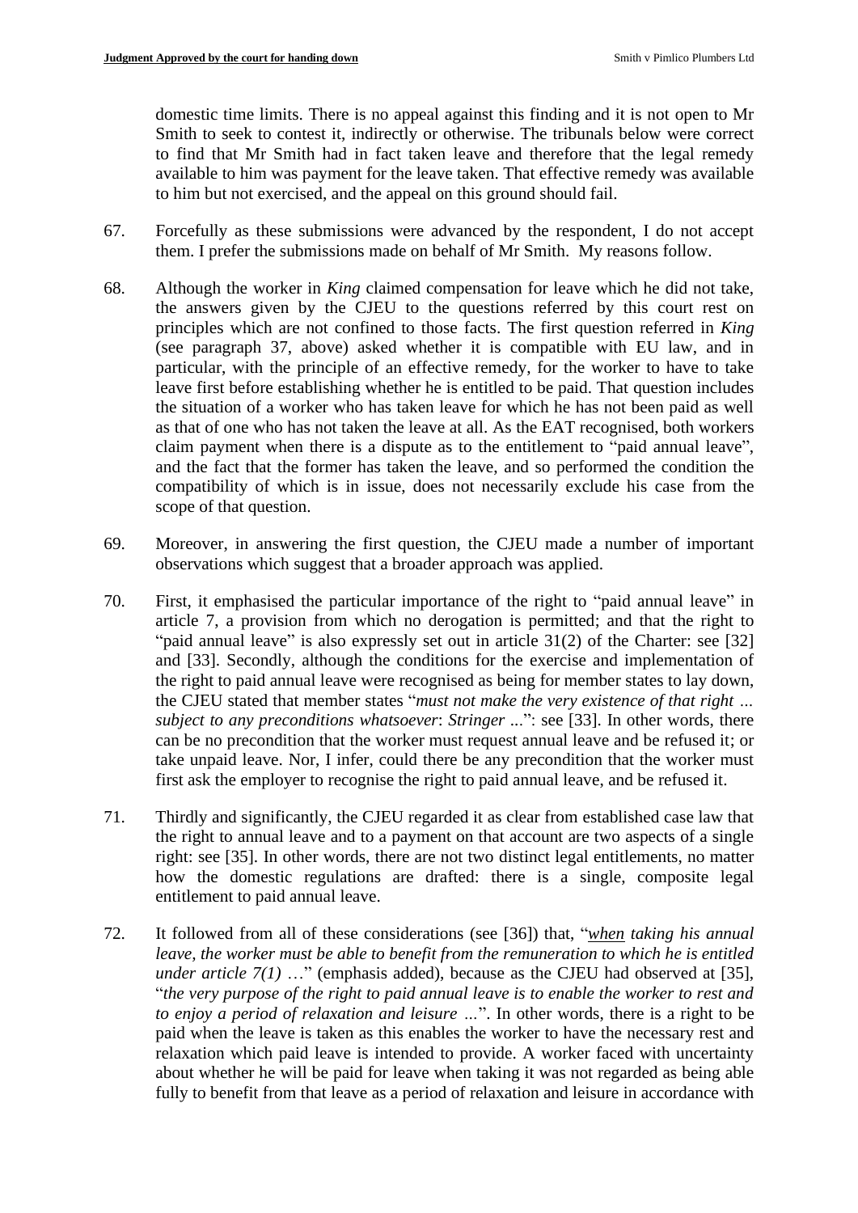domestic time limits. There is no appeal against this finding and it is not open to Mr Smith to seek to contest it, indirectly or otherwise. The tribunals below were correct to find that Mr Smith had in fact taken leave and therefore that the legal remedy available to him was payment for the leave taken. That effective remedy was available to him but not exercised, and the appeal on this ground should fail.

67. Forcefully as these submissions were advanced by the respondent, I do not accept them. I prefer the submissions made on behalf of Mr Smith. My reasons follow.

68. Although the worker in *King* claimed compensation for leave which he did not take, the answers given by the CJEU to the questions referred by this court rest on principles which are not confined to those facts. The first question referred in *King* (see paragraph 37, above) asked whether it is compatible with EU law, and in particular, with the principle of an effective remedy, for the worker to have to take leave first before establishing whether he is entitled to be paid. That question includes the situation of a worker who has taken leave for which he has not been paid as well as that of one who has not taken the leave at all. As the EAT recognised, both workers claim payment when there is a dispute as to the entitlement to "paid annual leave", and the fact that the former has taken the leave, and so performed the condition the compatibility of which is in issue, does not necessarily exclude his case from the scope of that question.

69. Moreover, in answering the first question, the CJEU made a number of important observations which suggest that a broader approach was applied.

70. First, it emphasised the particular importance of the right to "paid annual leave" in article 7, a provision from which no derogation is permitted; and that the right to "paid annual leave" is also expressly set out in article 31(2) of the Charter: see [32] and [33]. Secondly, although the conditions for the exercise and implementation of the right to paid annual leave were recognised as being for member states to lay down, the CJEU stated that member states "*must not make the very existence of that right … subject to any preconditions whatsoever*: *Stringer* ...": see [33]. In other words, there can be no precondition that the worker must request annual leave and be refused it; or take unpaid leave. Nor, I infer, could there be any precondition that the worker must first ask the employer to recognise the right to paid annual leave, and be refused it.

71. Thirdly and significantly, the CJEU regarded it as clear from established case law that the right to annual leave and to a payment on that account are two aspects of a single right: see [35]. In other words, there are not two distinct legal entitlements, no matter how the domestic regulations are drafted: there is a single, composite legal entitlement to paid annual leave.

72. It followed from all of these considerations (see [36]) that, "*__when__ taking his annual leave, the worker must be able to benefit from the remuneration to which he is entitled under article 7(1)* …" (emphasis added), because as the CJEU had observed at [35], "*the very purpose of the right to paid annual leave is to enable the worker to rest and to enjoy a period of relaxation and leisure …*". In other words, there is a right to be paid when the leave is taken as this enables the worker to have the necessary rest and relaxation which paid leave is intended to provide. A worker faced with uncertainty about whether he will be paid for leave when taking it was not regarded as being able fully to benefit from that leave as a period of relaxation and leisure in accordance with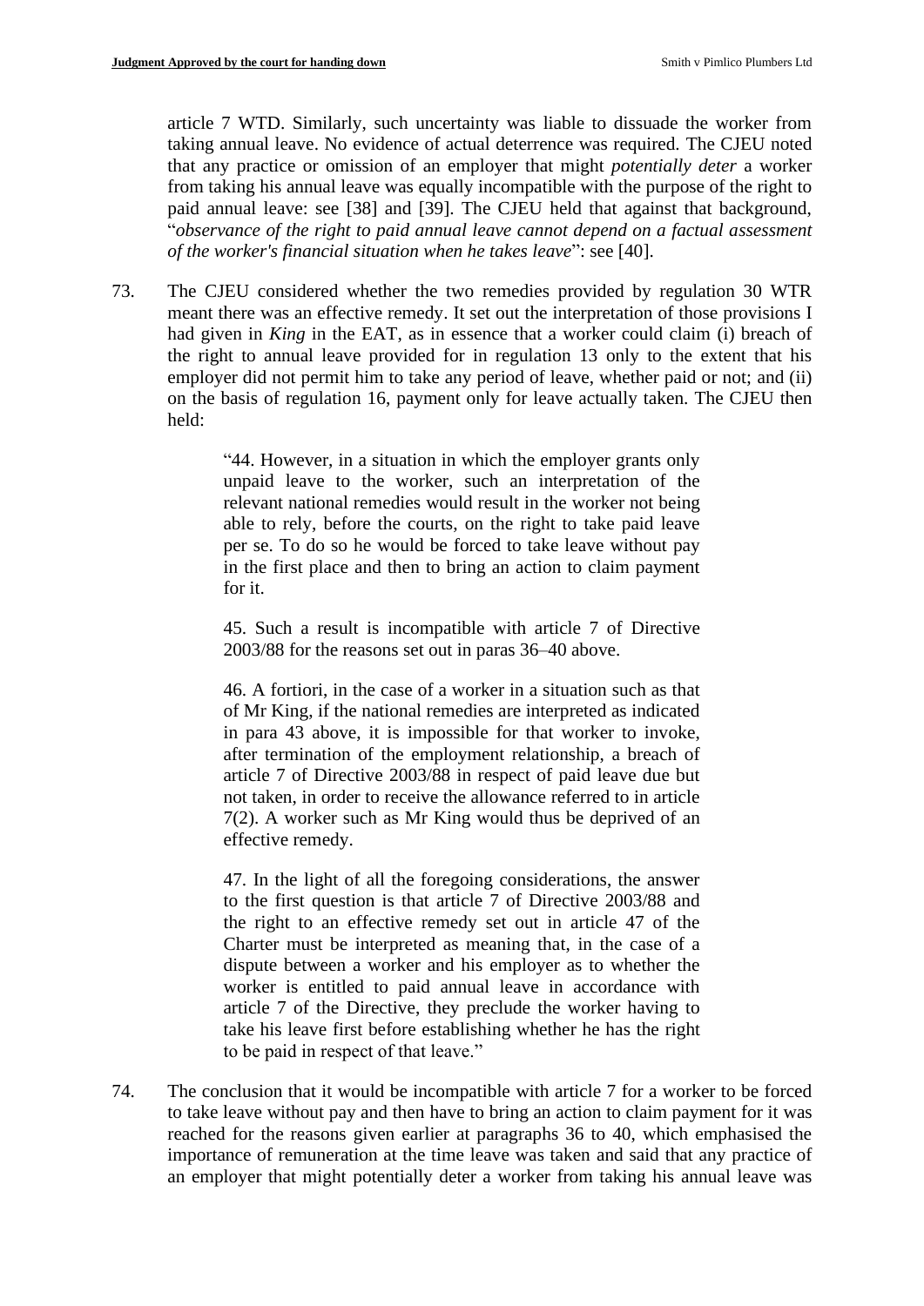article 7 WTD. Similarly, such uncertainty was liable to dissuade the worker from taking annual leave. No evidence of actual deterrence was required. The CJEU noted that any practice or omission of an employer that might *potentially deter* a worker from taking his annual leave was equally incompatible with the purpose of the right to paid annual leave: see [38] and [39]. The CJEU held that against that background, "*observance of the right to paid annual leave cannot depend on a factual assessment of the worker's financial situation when he takes leave*": see [40].

73. The CJEU considered whether the two remedies provided by regulation 30 WTR meant there was an effective remedy. It set out the interpretation of those provisions I had given in *King* in the EAT, as in essence that a worker could claim (i) breach of the right to annual leave provided for in regulation 13 only to the extent that his employer did not permit him to take any period of leave, whether paid or not; and (ii) on the basis of regulation 16, payment only for leave actually taken. The CJEU then held:

> "44. However, in a situation in which the employer grants only unpaid leave to the worker, such an interpretation of the relevant national remedies would result in the worker not being able to rely, before the courts, on the right to take paid leave per se. To do so he would be forced to take leave without pay in the first place and then to bring an action to claim payment for it.
>
> 45. Such a result is incompatible with article 7 of Directive 2003/88 for the reasons set out in paras 36–40 above.
>
> 46. A fortiori, in the case of a worker in a situation such as that of Mr King, if the national remedies are interpreted as indicated in para 43 above, it is impossible for that worker to invoke, after termination of the employment relationship, a breach of article 7 of Directive 2003/88 in respect of paid leave due but not taken, in order to receive the allowance referred to in article 7(2). A worker such as Mr King would thus be deprived of an effective remedy.
>
> 47. In the light of all the foregoing considerations, the answer to the first question is that article 7 of Directive 2003/88 and the right to an effective remedy set out in article 47 of the Charter must be interpreted as meaning that, in the case of a dispute between a worker and his employer as to whether the worker is entitled to paid annual leave in accordance with article 7 of the Directive, they preclude the worker having to take his leave first before establishing whether he has the right to be paid in respect of that leave."

74. The conclusion that it would be incompatible with article 7 for a worker to be forced to take leave without pay and then have to bring an action to claim payment for it was reached for the reasons given earlier at paragraphs 36 to 40, which emphasised the importance of remuneration at the time leave was taken and said that any practice of an employer that might potentially deter a worker from taking his annual leave was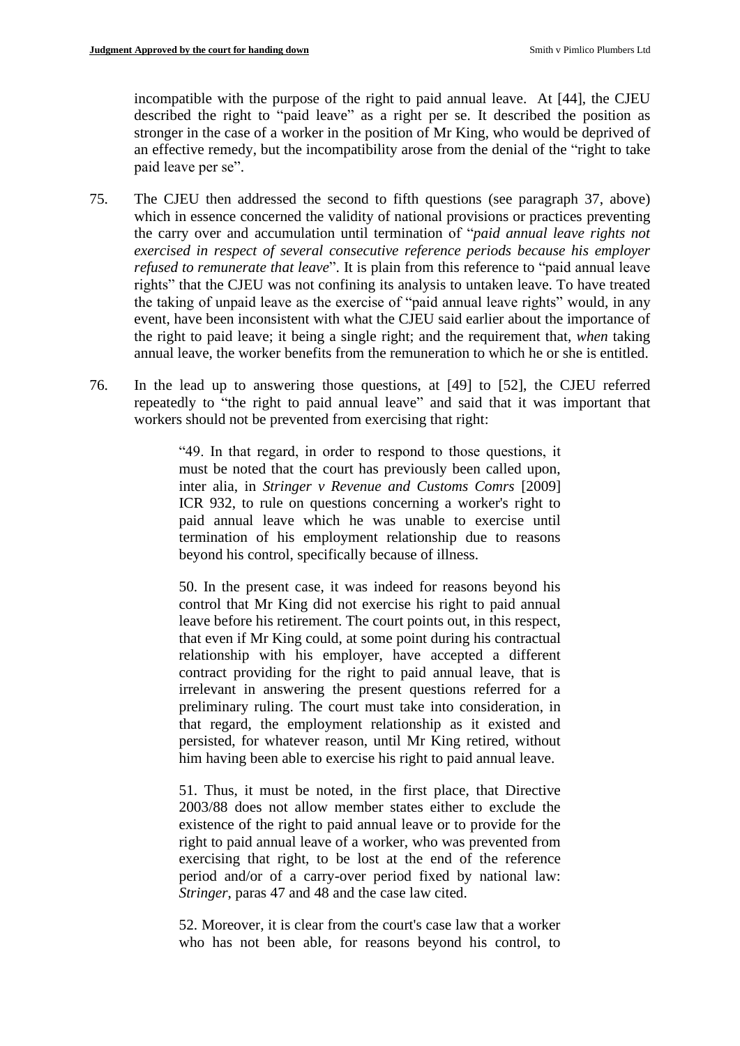incompatible with the purpose of the right to paid annual leave. At [44], the CJEU described the right to "paid leave" as a right per se. It described the position as stronger in the case of a worker in the position of Mr King, who would be deprived of an effective remedy, but the incompatibility arose from the denial of the "right to take paid leave per se".

75. The CJEU then addressed the second to fifth questions (see paragraph 37, above) which in essence concerned the validity of national provisions or practices preventing the carry over and accumulation until termination of "*paid annual leave rights not exercised in respect of several consecutive reference periods because his employer refused to remunerate that leave*". It is plain from this reference to "paid annual leave rights" that the CJEU was not confining its analysis to untaken leave. To have treated the taking of unpaid leave as the exercise of "paid annual leave rights" would, in any event, have been inconsistent with what the CJEU said earlier about the importance of the right to paid leave; it being a single right; and the requirement that, *when* taking annual leave, the worker benefits from the remuneration to which he or she is entitled.

76. In the lead up to answering those questions, at [49] to [52], the CJEU referred repeatedly to "the right to paid annual leave" and said that it was important that workers should not be prevented from exercising that right:

> "49. In that regard, in order to respond to those questions, it must be noted that the court has previously been called upon, inter alia, in *Stringer v Revenue and Customs Comrs* [2009] ICR 932, to rule on questions concerning a worker's right to paid annual leave which he was unable to exercise until termination of his employment relationship due to reasons beyond his control, specifically because of illness.
>
> 50. In the present case, it was indeed for reasons beyond his control that Mr King did not exercise his right to paid annual leave before his retirement. The court points out, in this respect, that even if Mr King could, at some point during his contractual relationship with his employer, have accepted a different contract providing for the right to paid annual leave, that is irrelevant in answering the present questions referred for a preliminary ruling. The court must take into consideration, in that regard, the employment relationship as it existed and persisted, for whatever reason, until Mr King retired, without him having been able to exercise his right to paid annual leave.
>
> 51. Thus, it must be noted, in the first place, that Directive 2003/88 does not allow member states either to exclude the existence of the right to paid annual leave or to provide for the right to paid annual leave of a worker, who was prevented from exercising that right, to be lost at the end of the reference period and/or of a carry-over period fixed by national law: *Stringer*, paras 47 and 48 and the case law cited.
>
> 52. Moreover, it is clear from the court's case law that a worker who has not been able, for reasons beyond his control, to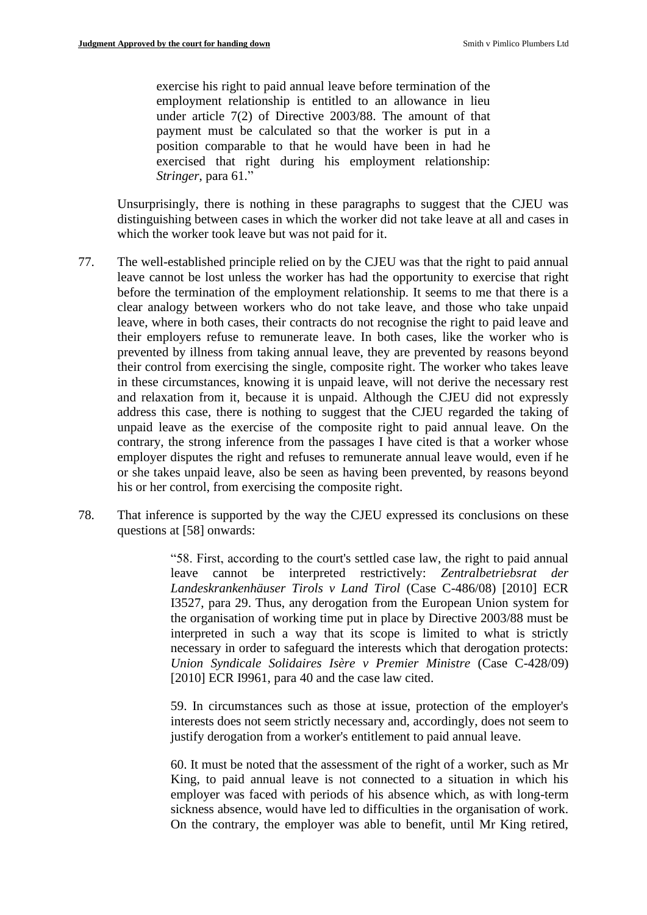> exercise his right to paid annual leave before termination of the employment relationship is entitled to an allowance in lieu under article 7(2) of Directive 2003/88. The amount of that payment must be calculated so that the worker is put in a position comparable to that he would have been in had he exercised that right during his employment relationship: *Stringer*, para 61."

Unsurprisingly, there is nothing in these paragraphs to suggest that the CJEU was distinguishing between cases in which the worker did not take leave at all and cases in which the worker took leave but was not paid for it.

77. The well-established principle relied on by the CJEU was that the right to paid annual leave cannot be lost unless the worker has had the opportunity to exercise that right before the termination of the employment relationship. It seems to me that there is a clear analogy between workers who do not take leave, and those who take unpaid leave, where in both cases, their contracts do not recognise the right to paid leave and their employers refuse to remunerate leave. In both cases, like the worker who is prevented by illness from taking annual leave, they are prevented by reasons beyond their control from exercising the single, composite right. The worker who takes leave in these circumstances, knowing it is unpaid leave, will not derive the necessary rest and relaxation from it, because it is unpaid. Although the CJEU did not expressly address this case, there is nothing to suggest that the CJEU regarded the taking of unpaid leave as the exercise of the composite right to paid annual leave. On the contrary, the strong inference from the passages I have cited is that a worker whose employer disputes the right and refuses to remunerate annual leave would, even if he or she takes unpaid leave, also be seen as having been prevented, by reasons beyond his or her control, from exercising the composite right.

78. That inference is supported by the way the CJEU expressed its conclusions on these questions at [58] onwards:

> "58. First, according to the court's settled case law, the right to paid annual leave cannot be interpreted restrictively: *Zentralbetriebsrat der Landeskrankenhäuser Tirols v Land Tirol* (Case C-486/08) [2010] ECR I3527, para 29. Thus, any derogation from the European Union system for the organisation of working time put in place by Directive 2003/88 must be interpreted in such a way that its scope is limited to what is strictly necessary in order to safeguard the interests which that derogation protects: *Union Syndicale Solidaires Isère v Premier Ministre* (Case C-428/09) [2010] ECR I9961, para 40 and the case law cited.
>
> 59. In circumstances such as those at issue, protection of the employer's interests does not seem strictly necessary and, accordingly, does not seem to justify derogation from a worker's entitlement to paid annual leave.
>
> 60. It must be noted that the assessment of the right of a worker, such as Mr King, to paid annual leave is not connected to a situation in which his employer was faced with periods of his absence which, as with long-term sickness absence, would have led to difficulties in the organisation of work. On the contrary, the employer was able to benefit, until Mr King retired,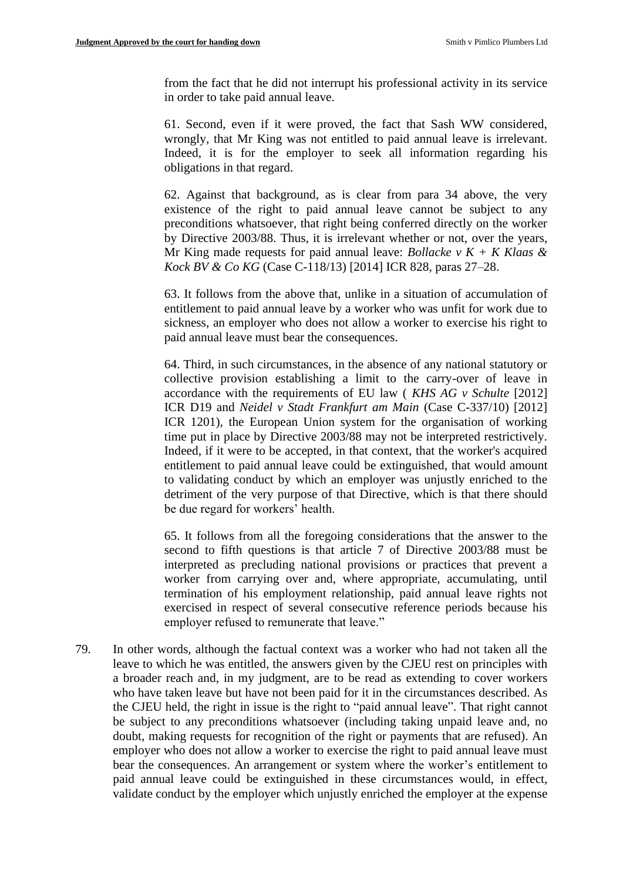> from the fact that he did not interrupt his professional activity in its service in order to take paid annual leave.
>
> 61. Second, even if it were proved, the fact that Sash WW considered, wrongly, that Mr King was not entitled to paid annual leave is irrelevant. Indeed, it is for the employer to seek all information regarding his obligations in that regard.
>
> 62. Against that background, as is clear from para 34 above, the very existence of the right to paid annual leave cannot be subject to any preconditions whatsoever, that right being conferred directly on the worker by Directive 2003/88. Thus, it is irrelevant whether or not, over the years, Mr King made requests for paid annual leave: *Bollacke v K + K Klaas & Kock BV & Co KG* (Case C-118/13) [2014] ICR 828, paras 27–28.
>
> 63. It follows from the above that, unlike in a situation of accumulation of entitlement to paid annual leave by a worker who was unfit for work due to sickness, an employer who does not allow a worker to exercise his right to paid annual leave must bear the consequences.
>
> 64. Third, in such circumstances, in the absence of any national statutory or collective provision establishing a limit to the carry-over of leave in accordance with the requirements of EU law ( *KHS AG v Schulte* [2012] ICR D19 and *Neidel v Stadt Frankfurt am Main* (Case C-337/10) [2012] ICR 1201), the European Union system for the organisation of working time put in place by Directive 2003/88 may not be interpreted restrictively. Indeed, if it were to be accepted, in that context, that the worker's acquired entitlement to paid annual leave could be extinguished, that would amount to validating conduct by which an employer was unjustly enriched to the detriment of the very purpose of that Directive, which is that there should be due regard for workers' health.
>
> 65. It follows from all the foregoing considerations that the answer to the second to fifth questions is that article 7 of Directive 2003/88 must be interpreted as precluding national provisions or practices that prevent a worker from carrying over and, where appropriate, accumulating, until termination of his employment relationship, paid annual leave rights not exercised in respect of several consecutive reference periods because his employer refused to remunerate that leave."

79. In other words, although the factual context was a worker who had not taken all the leave to which he was entitled, the answers given by the CJEU rest on principles with a broader reach and, in my judgment, are to be read as extending to cover workers who have taken leave but have not been paid for it in the circumstances described. As the CJEU held, the right in issue is the right to "paid annual leave". That right cannot be subject to any preconditions whatsoever (including taking unpaid leave and, no doubt, making requests for recognition of the right or payments that are refused). An employer who does not allow a worker to exercise the right to paid annual leave must bear the consequences. An arrangement or system where the worker's entitlement to paid annual leave could be extinguished in these circumstances would, in effect, validate conduct by the employer which unjustly enriched the employer at the expense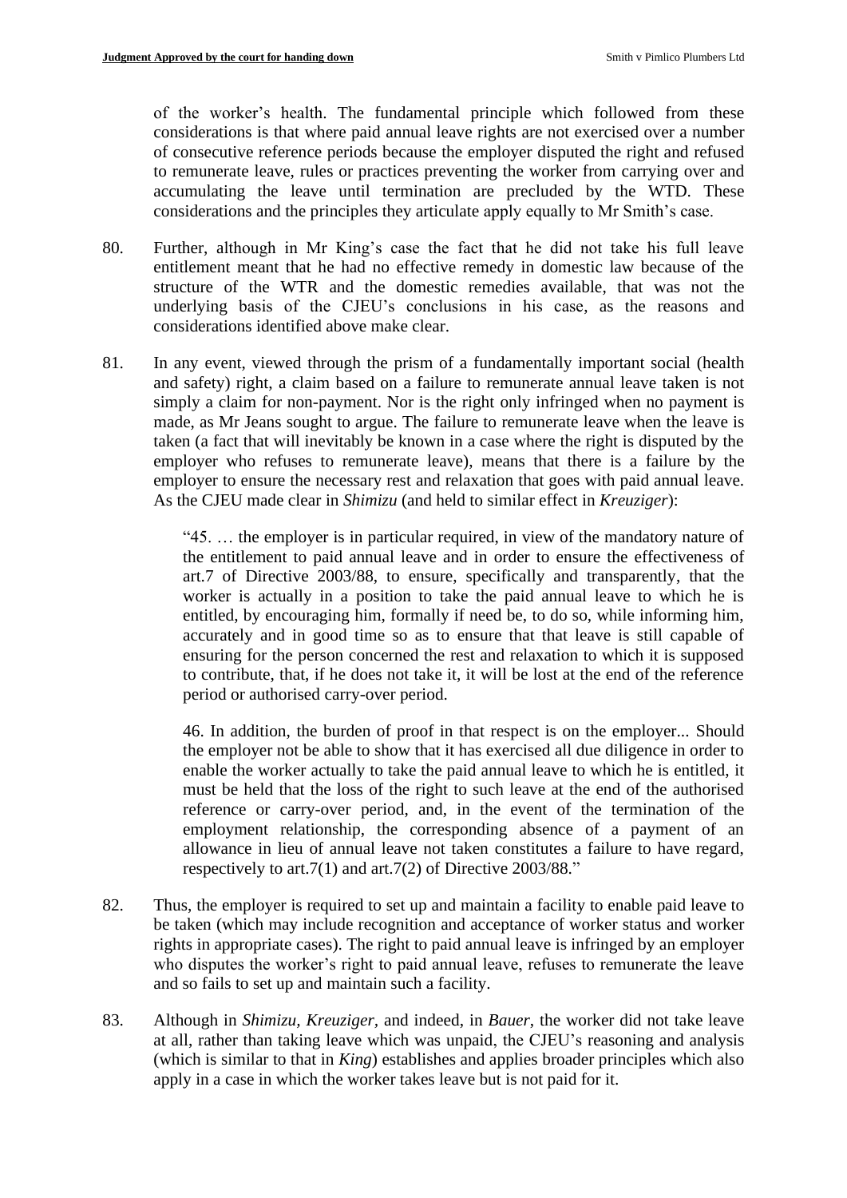of the worker's health. The fundamental principle which followed from these considerations is that where paid annual leave rights are not exercised over a number of consecutive reference periods because the employer disputed the right and refused to remunerate leave, rules or practices preventing the worker from carrying over and accumulating the leave until termination are precluded by the WTD. These considerations and the principles they articulate apply equally to Mr Smith's case.

80. Further, although in Mr King's case the fact that he did not take his full leave entitlement meant that he had no effective remedy in domestic law because of the structure of the WTR and the domestic remedies available, that was not the underlying basis of the CJEU's conclusions in his case, as the reasons and considerations identified above make clear.

81. In any event, viewed through the prism of a fundamentally important social (health and safety) right, a claim based on a failure to remunerate annual leave taken is not simply a claim for non-payment. Nor is the right only infringed when no payment is made, as Mr Jeans sought to argue. The failure to remunerate leave when the leave is taken (a fact that will inevitably be known in a case where the right is disputed by the employer who refuses to remunerate leave), means that there is a failure by the employer to ensure the necessary rest and relaxation that goes with paid annual leave. As the CJEU made clear in *Shimizu* (and held to similar effect in *Kreuziger*):

> "45. … the employer is in particular required, in view of the mandatory nature of the entitlement to paid annual leave and in order to ensure the effectiveness of art.7 of Directive 2003/88, to ensure, specifically and transparently, that the worker is actually in a position to take the paid annual leave to which he is entitled, by encouraging him, formally if need be, to do so, while informing him, accurately and in good time so as to ensure that that leave is still capable of ensuring for the person concerned the rest and relaxation to which it is supposed to contribute, that, if he does not take it, it will be lost at the end of the reference period or authorised carry-over period.
>
> 46. In addition, the burden of proof in that respect is on the employer... Should the employer not be able to show that it has exercised all due diligence in order to enable the worker actually to take the paid annual leave to which he is entitled, it must be held that the loss of the right to such leave at the end of the authorised reference or carry-over period, and, in the event of the termination of the employment relationship, the corresponding absence of a payment of an allowance in lieu of annual leave not taken constitutes a failure to have regard, respectively to art.7(1) and art.7(2) of Directive 2003/88."

82. Thus, the employer is required to set up and maintain a facility to enable paid leave to be taken (which may include recognition and acceptance of worker status and worker rights in appropriate cases). The right to paid annual leave is infringed by an employer who disputes the worker's right to paid annual leave, refuses to remunerate the leave and so fails to set up and maintain such a facility.

83. Although in *Shimizu*, *Kreuziger*, and indeed, in *Bauer*, the worker did not take leave at all, rather than taking leave which was unpaid, the CJEU's reasoning and analysis (which is similar to that in *King*) establishes and applies broader principles which also apply in a case in which the worker takes leave but is not paid for it.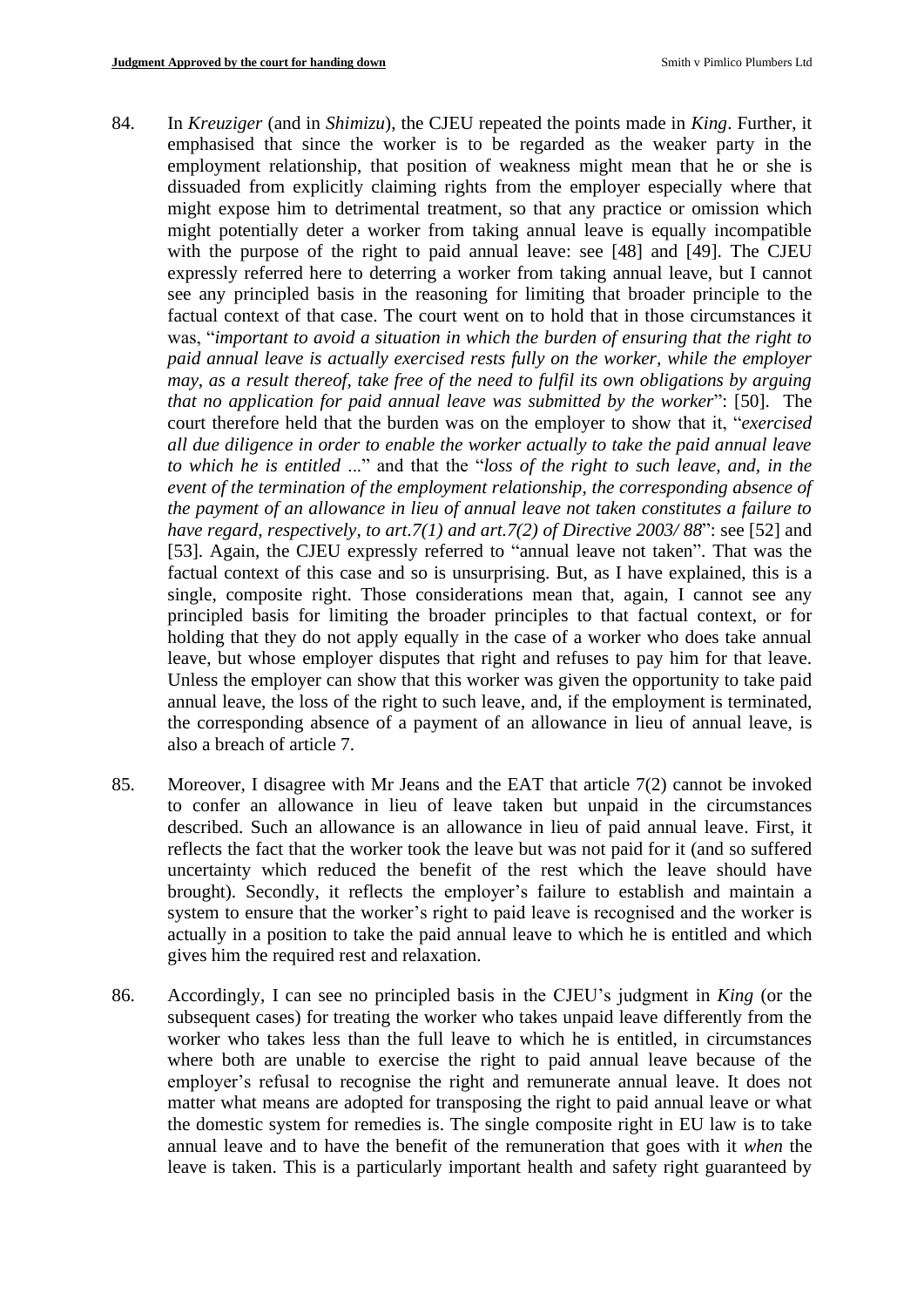84. In *Kreuziger* (and in *Shimizu*), the CJEU repeated the points made in *King*. Further, it emphasised that since the worker is to be regarded as the weaker party in the employment relationship, that position of weakness might mean that he or she is dissuaded from explicitly claiming rights from the employer especially where that might expose him to detrimental treatment, so that any practice or omission which might potentially deter a worker from taking annual leave is equally incompatible with the purpose of the right to paid annual leave: see [48] and [49]. The CJEU expressly referred here to deterring a worker from taking annual leave, but I cannot see any principled basis in the reasoning for limiting that broader principle to the factual context of that case. The court went on to hold that in those circumstances it was, "*important to avoid a situation in which the burden of ensuring that the right to paid annual leave is actually exercised rests fully on the worker, while the employer may, as a result thereof, take free of the need to fulfil its own obligations by arguing that no application for paid annual leave was submitted by the worker*": [50]. The court therefore held that the burden was on the employer to show that it, "*exercised all due diligence in order to enable the worker actually to take the paid annual leave to which he is entitled ...*" and that the "*loss of the right to such leave, and, in the event of the termination of the employment relationship, the corresponding absence of the payment of an allowance in lieu of annual leave not taken constitutes a failure to have regard, respectively, to art.7(1) and art.7(2) of Directive 2003/ 88*": see [52] and [53]. Again, the CJEU expressly referred to "annual leave not taken". That was the factual context of this case and so is unsurprising. But, as I have explained, this is a single, composite right. Those considerations mean that, again, I cannot see any principled basis for limiting the broader principles to that factual context, or for holding that they do not apply equally in the case of a worker who does take annual leave, but whose employer disputes that right and refuses to pay him for that leave. Unless the employer can show that this worker was given the opportunity to take paid annual leave, the loss of the right to such leave, and, if the employment is terminated, the corresponding absence of a payment of an allowance in lieu of annual leave, is also a breach of article 7.

85. Moreover, I disagree with Mr Jeans and the EAT that article 7(2) cannot be invoked to confer an allowance in lieu of leave taken but unpaid in the circumstances described. Such an allowance is an allowance in lieu of paid annual leave. First, it reflects the fact that the worker took the leave but was not paid for it (and so suffered uncertainty which reduced the benefit of the rest which the leave should have brought). Secondly, it reflects the employer's failure to establish and maintain a system to ensure that the worker's right to paid leave is recognised and the worker is actually in a position to take the paid annual leave to which he is entitled and which gives him the required rest and relaxation.

86. Accordingly, I can see no principled basis in the CJEU's judgment in *King* (or the subsequent cases) for treating the worker who takes unpaid leave differently from the worker who takes less than the full leave to which he is entitled, in circumstances where both are unable to exercise the right to paid annual leave because of the employer's refusal to recognise the right and remunerate annual leave. It does not matter what means are adopted for transposing the right to paid annual leave or what the domestic system for remedies is. The single composite right in EU law is to take annual leave and to have the benefit of the remuneration that goes with it *when* the leave is taken. This is a particularly important health and safety right guaranteed by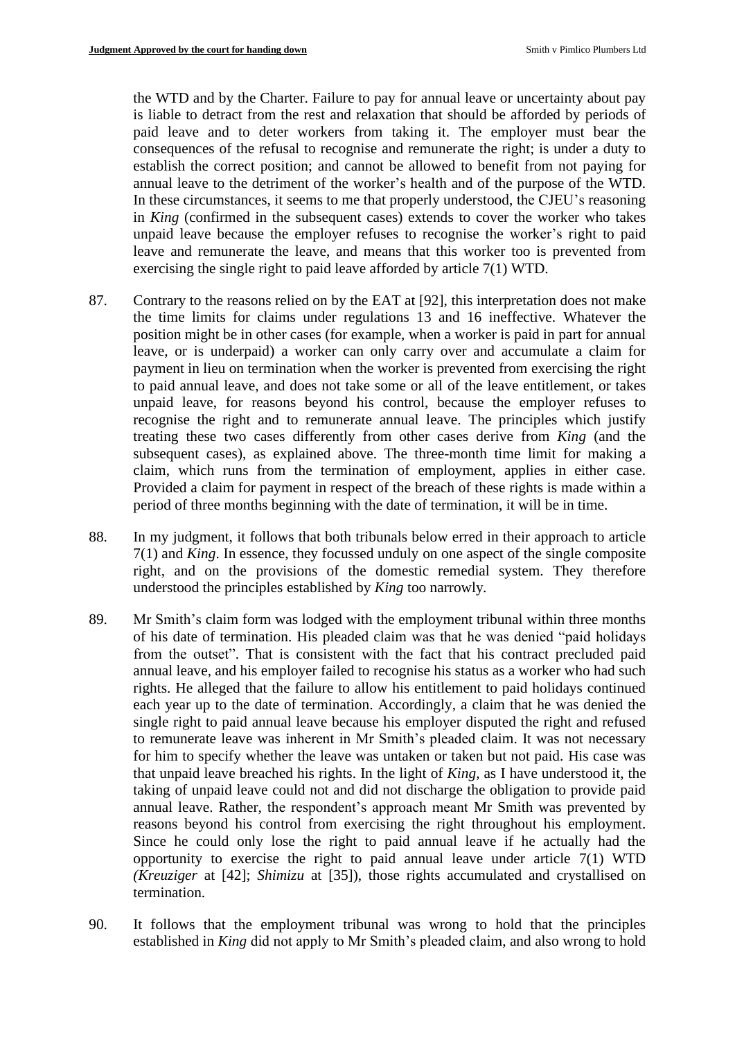the WTD and by the Charter. Failure to pay for annual leave or uncertainty about pay is liable to detract from the rest and relaxation that should be afforded by periods of paid leave and to deter workers from taking it. The employer must bear the consequences of the refusal to recognise and remunerate the right; is under a duty to establish the correct position; and cannot be allowed to benefit from not paying for annual leave to the detriment of the worker's health and of the purpose of the WTD. In these circumstances, it seems to me that properly understood, the CJEU's reasoning in *King* (confirmed in the subsequent cases) extends to cover the worker who takes unpaid leave because the employer refuses to recognise the worker's right to paid leave and remunerate the leave, and means that this worker too is prevented from exercising the single right to paid leave afforded by article 7(1) WTD.

87. Contrary to the reasons relied on by the EAT at [92], this interpretation does not make the time limits for claims under regulations 13 and 16 ineffective. Whatever the position might be in other cases (for example, when a worker is paid in part for annual leave, or is underpaid) a worker can only carry over and accumulate a claim for payment in lieu on termination when the worker is prevented from exercising the right to paid annual leave, and does not take some or all of the leave entitlement, or takes unpaid leave, for reasons beyond his control, because the employer refuses to recognise the right and to remunerate annual leave. The principles which justify treating these two cases differently from other cases derive from *King* (and the subsequent cases), as explained above. The three-month time limit for making a claim, which runs from the termination of employment, applies in either case. Provided a claim for payment in respect of the breach of these rights is made within a period of three months beginning with the date of termination, it will be in time.

88. In my judgment, it follows that both tribunals below erred in their approach to article 7(1) and *King*. In essence, they focussed unduly on one aspect of the single composite right, and on the provisions of the domestic remedial system. They therefore understood the principles established by *King* too narrowly.

89. Mr Smith's claim form was lodged with the employment tribunal within three months of his date of termination. His pleaded claim was that he was denied "paid holidays from the outset". That is consistent with the fact that his contract precluded paid annual leave, and his employer failed to recognise his status as a worker who had such rights. He alleged that the failure to allow his entitlement to paid holidays continued each year up to the date of termination. Accordingly, a claim that he was denied the single right to paid annual leave because his employer disputed the right and refused to remunerate leave was inherent in Mr Smith's pleaded claim. It was not necessary for him to specify whether the leave was untaken or taken but not paid. His case was that unpaid leave breached his rights. In the light of *King*, as I have understood it, the taking of unpaid leave could not and did not discharge the obligation to provide paid annual leave. Rather, the respondent's approach meant Mr Smith was prevented by reasons beyond his control from exercising the right throughout his employment. Since he could only lose the right to paid annual leave if he actually had the opportunity to exercise the right to paid annual leave under article 7(1) WTD (*Kreuziger* at [42]; *Shimizu* at [35]), those rights accumulated and crystallised on termination.

90. It follows that the employment tribunal was wrong to hold that the principles established in *King* did not apply to Mr Smith's pleaded claim, and also wrong to hold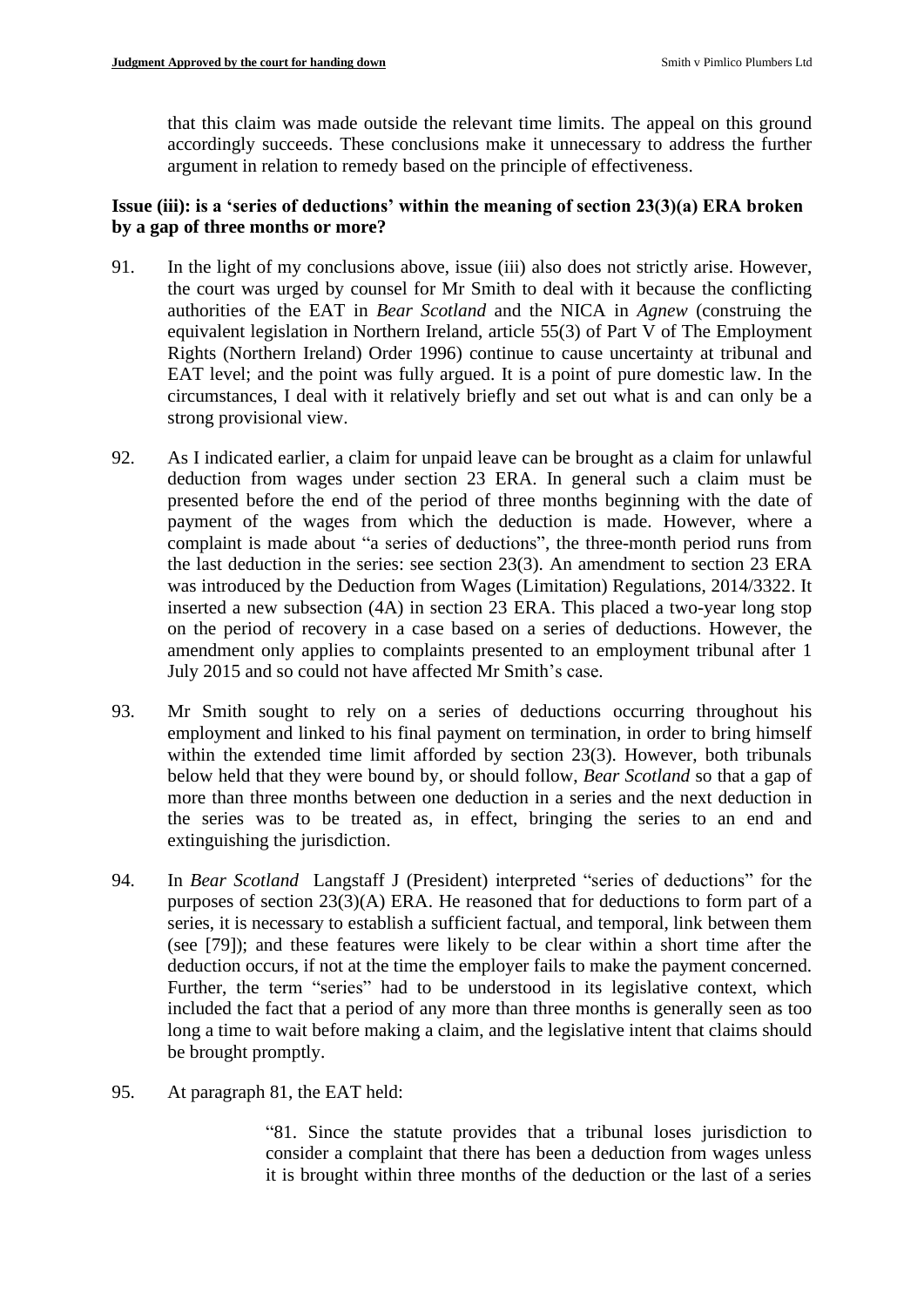that this claim was made outside the relevant time limits. The appeal on this ground accordingly succeeds. These conclusions make it unnecessary to address the further argument in relation to remedy based on the principle of effectiveness.

**Issue (iii): is a 'series of deductions' within the meaning of section 23(3)(a) ERA broken by a gap of three months or more?**

91. In the light of my conclusions above, issue (iii) also does not strictly arise. However, the court was urged by counsel for Mr Smith to deal with it because the conflicting authorities of the EAT in *Bear Scotland* and the NICA in *Agnew* (construing the equivalent legislation in Northern Ireland, article 55(3) of Part V of The Employment Rights (Northern Ireland) Order 1996) continue to cause uncertainty at tribunal and EAT level; and the point was fully argued. It is a point of pure domestic law. In the circumstances, I deal with it relatively briefly and set out what is and can only be a strong provisional view.

92. As I indicated earlier, a claim for unpaid leave can be brought as a claim for unlawful deduction from wages under section 23 ERA. In general such a claim must be presented before the end of the period of three months beginning with the date of payment of the wages from which the deduction is made. However, where a complaint is made about "a series of deductions", the three-month period runs from the last deduction in the series: see section 23(3). An amendment to section 23 ERA was introduced by the Deduction from Wages (Limitation) Regulations, 2014/3322. It inserted a new subsection (4A) in section 23 ERA. This placed a two-year long stop on the period of recovery in a case based on a series of deductions. However, the amendment only applies to complaints presented to an employment tribunal after 1 July 2015 and so could not have affected Mr Smith's case.

93. Mr Smith sought to rely on a series of deductions occurring throughout his employment and linked to his final payment on termination, in order to bring himself within the extended time limit afforded by section 23(3). However, both tribunals below held that they were bound by, or should follow, *Bear Scotland* so that a gap of more than three months between one deduction in a series and the next deduction in the series was to be treated as, in effect, bringing the series to an end and extinguishing the jurisdiction.

94. In *Bear Scotland* Langstaff J (President) interpreted "series of deductions" for the purposes of section 23(3)(A) ERA. He reasoned that for deductions to form part of a series, it is necessary to establish a sufficient factual, and temporal, link between them (see [79]); and these features were likely to be clear within a short time after the deduction occurs, if not at the time the employer fails to make the payment concerned. Further, the term "series" had to be understood in its legislative context, which included the fact that a period of any more than three months is generally seen as too long a time to wait before making a claim, and the legislative intent that claims should be brought promptly.

95. At paragraph 81, the EAT held:

> "81. Since the statute provides that a tribunal loses jurisdiction to consider a complaint that there has been a deduction from wages unless it is brought within three months of the deduction or the last of a series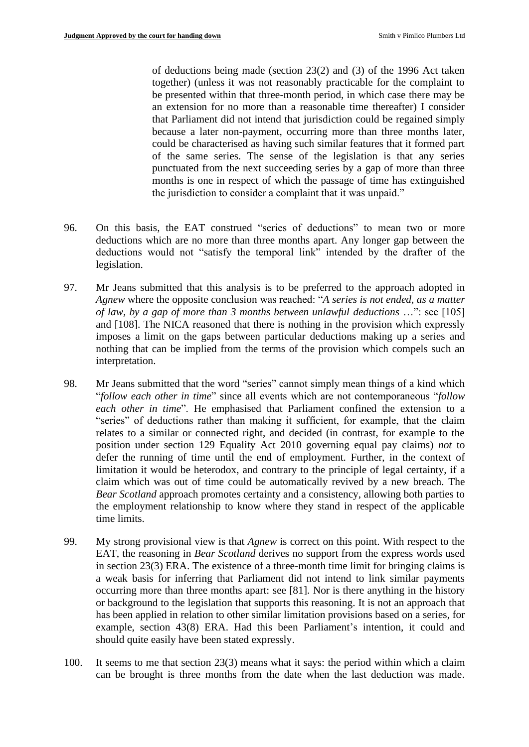> of deductions being made (section 23(2) and (3) of the 1996 Act taken together) (unless it was not reasonably practicable for the complaint to be presented within that three-month period, in which case there may be an extension for no more than a reasonable time thereafter) I consider that Parliament did not intend that jurisdiction could be regained simply because a later non-payment, occurring more than three months later, could be characterised as having such similar features that it formed part of the same series. The sense of the legislation is that any series punctuated from the next succeeding series by a gap of more than three months is one in respect of which the passage of time has extinguished the jurisdiction to consider a complaint that it was unpaid."

96. On this basis, the EAT construed "series of deductions" to mean two or more deductions which are no more than three months apart. Any longer gap between the deductions would not "satisfy the temporal link" intended by the drafter of the legislation.

97. Mr Jeans submitted that this analysis is to be preferred to the approach adopted in *Agnew* where the opposite conclusion was reached: "*A series is not ended, as a matter of law, by a gap of more than 3 months between unlawful deductions* …": see [105] and [108]. The NICA reasoned that there is nothing in the provision which expressly imposes a limit on the gaps between particular deductions making up a series and nothing that can be implied from the terms of the provision which compels such an interpretation.

98. Mr Jeans submitted that the word "series" cannot simply mean things of a kind which "*follow each other in time*" since all events which are not contemporaneous "*follow each other in time*". He emphasised that Parliament confined the extension to a "series" of deductions rather than making it sufficient, for example, that the claim relates to a similar or connected right, and decided (in contrast, for example to the position under section 129 Equality Act 2010 governing equal pay claims) *not* to defer the running of time until the end of employment. Further, in the context of limitation it would be heterodox, and contrary to the principle of legal certainty, if a claim which was out of time could be automatically revived by a new breach. The *Bear Scotland* approach promotes certainty and a consistency, allowing both parties to the employment relationship to know where they stand in respect of the applicable time limits.

99. My strong provisional view is that *Agnew* is correct on this point. With respect to the EAT, the reasoning in *Bear Scotland* derives no support from the express words used in section 23(3) ERA. The existence of a three-month time limit for bringing claims is a weak basis for inferring that Parliament did not intend to link similar payments occurring more than three months apart: see [81]. Nor is there anything in the history or background to the legislation that supports this reasoning. It is not an approach that has been applied in relation to other similar limitation provisions based on a series, for example, section 43(8) ERA. Had this been Parliament's intention, it could and should quite easily have been stated expressly.

100. It seems to me that section 23(3) means what it says: the period within which a claim can be brought is three months from the date when the last deduction was made.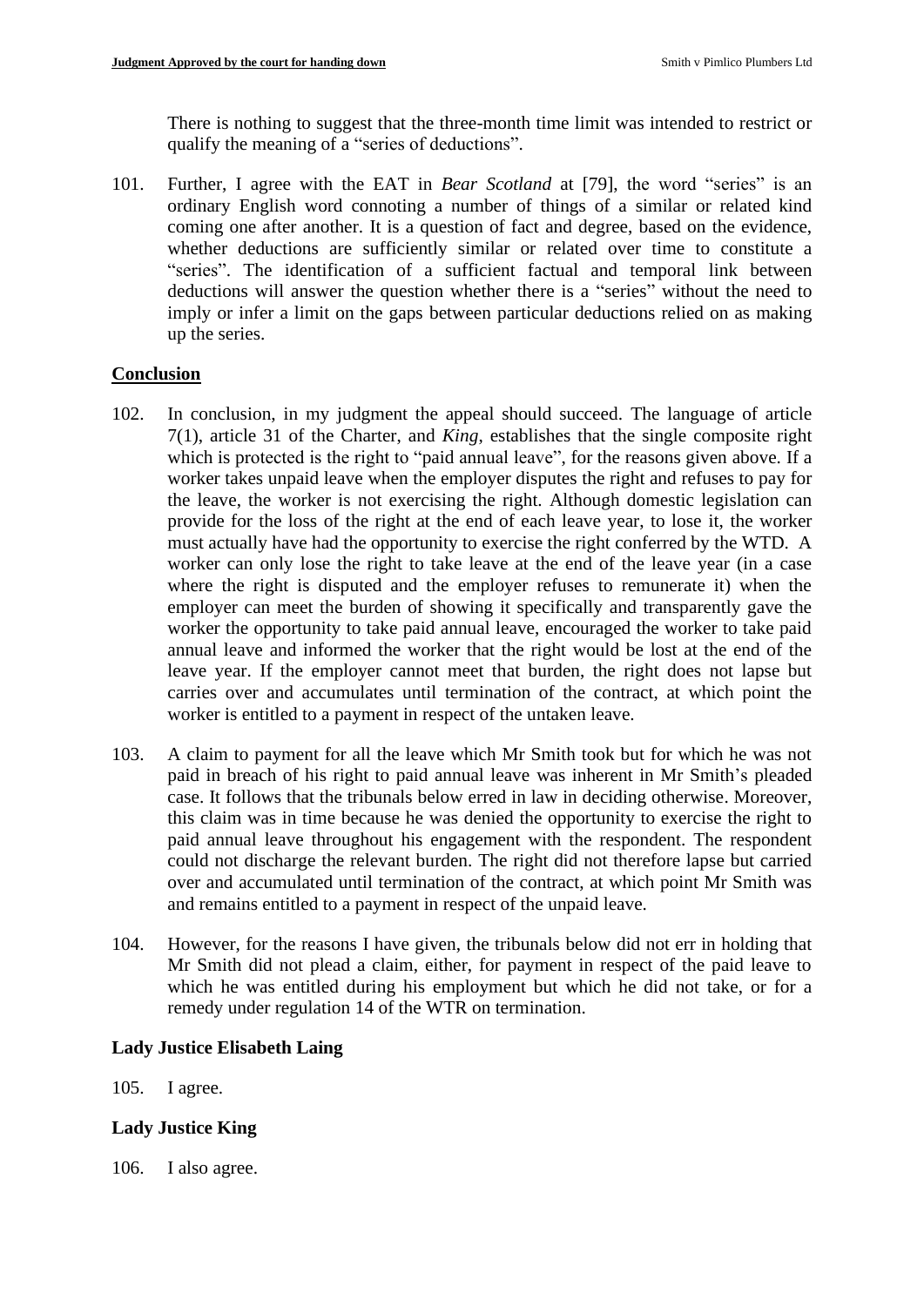There is nothing to suggest that the three-month time limit was intended to restrict or qualify the meaning of a "series of deductions".

101. Further, I agree with the EAT in *Bear Scotland* at [79], the word "series" is an ordinary English word connoting a number of things of a similar or related kind coming one after another. It is a question of fact and degree, based on the evidence, whether deductions are sufficiently similar or related over time to constitute a "series". The identification of a sufficient factual and temporal link between deductions will answer the question whether there is a "series" without the need to imply or infer a limit on the gaps between particular deductions relied on as making up the series.

## Conclusion

102. In conclusion, in my judgment the appeal should succeed. The language of article 7(1), article 31 of the Charter, and *King*, establishes that the single composite right which is protected is the right to "paid annual leave", for the reasons given above. If a worker takes unpaid leave when the employer disputes the right and refuses to pay for the leave, the worker is not exercising the right. Although domestic legislation can provide for the loss of the right at the end of each leave year, to lose it, the worker must actually have had the opportunity to exercise the right conferred by the WTD. A worker can only lose the right to take leave at the end of the leave year (in a case where the right is disputed and the employer refuses to remunerate it) when the employer can meet the burden of showing it specifically and transparently gave the worker the opportunity to take paid annual leave, encouraged the worker to take paid annual leave and informed the worker that the right would be lost at the end of the leave year. If the employer cannot meet that burden, the right does not lapse but carries over and accumulates until termination of the contract, at which point the worker is entitled to a payment in respect of the untaken leave.

103. A claim to payment for all the leave which Mr Smith took but for which he was not paid in breach of his right to paid annual leave was inherent in Mr Smith's pleaded case. It follows that the tribunals below erred in law in deciding otherwise. Moreover, this claim was in time because he was denied the opportunity to exercise the right to paid annual leave throughout his engagement with the respondent. The respondent could not discharge the relevant burden. The right did not therefore lapse but carried over and accumulated until termination of the contract, at which point Mr Smith was and remains entitled to a payment in respect of the unpaid leave.

104. However, for the reasons I have given, the tribunals below did not err in holding that Mr Smith did not plead a claim, either, for payment in respect of the paid leave to which he was entitled during his employment but which he did not take, or for a remedy under regulation 14 of the WTR on termination.

## Lady Justice Elisabeth Laing

105. I agree.

## Lady Justice King

106. I also agree.